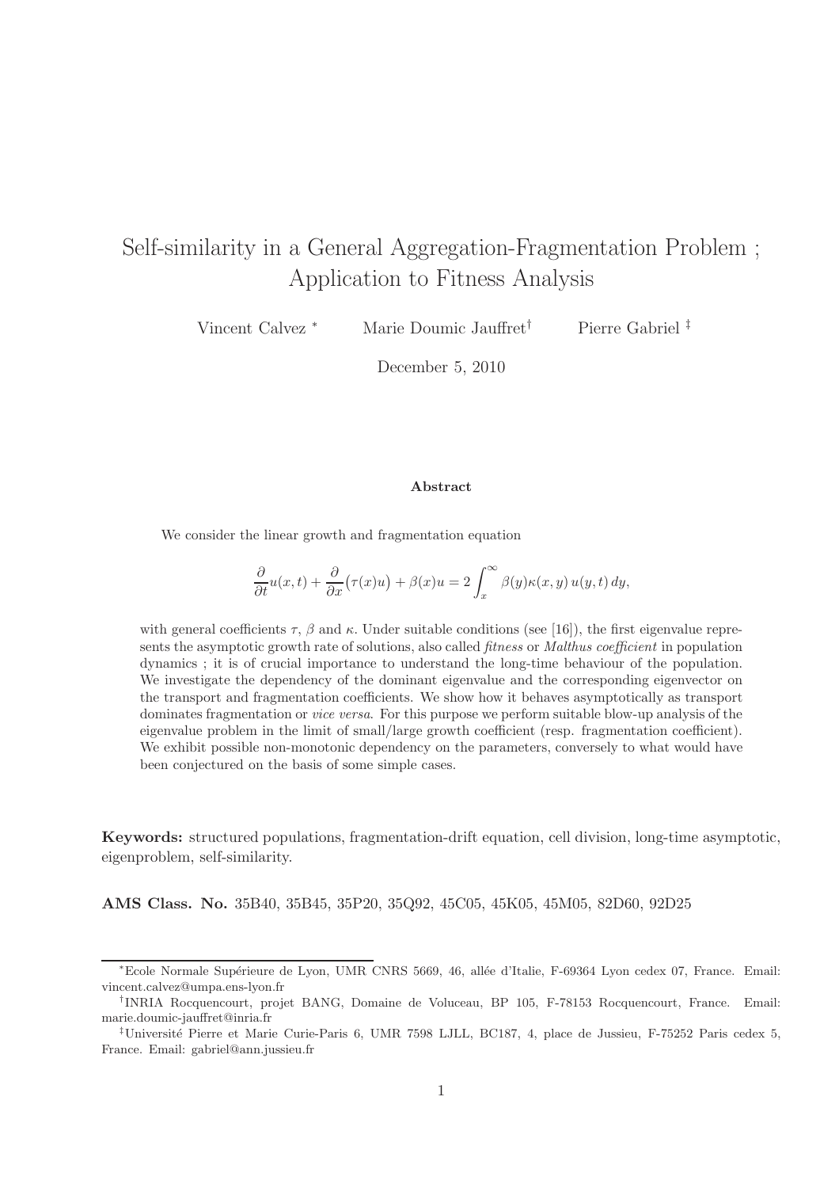# Self-similarity in a General Aggregation-Fragmentation Problem ; Application to Fitness Analysis

Vincent Calvez [*] Marie Doumic Jauffret [†] Pierre Gabriel [‡]

December 5, 2010

**Abstract**

We consider the linear growth and fragmentation equation

$$\frac{\partial}{\partial t}u(x,t) + \frac{\partial}{\partial x}\big(\tau(x)u\big) + \beta(x)u = 2\int_x^\infty \beta(y)\kappa(x,y)\,u(y,t)\,dy,$$

with general coefficients $\tau$, $\beta$ and $\kappa$. Under suitable conditions (see [16]), the first eigenvalue represents the asymptotic growth rate of solutions, also called *fitness* or *Malthus coefficient* in population dynamics ; it is of crucial importance to understand the long-time behaviour of the population. We investigate the dependency of the dominant eigenvalue and the corresponding eigenvector on the transport and fragmentation coefficients. We show how it behaves asymptotically as transport dominates fragmentation or *vice versa*. For this purpose we perform suitable blow-up analysis of the eigenvalue problem in the limit of small/large growth coefficient (resp. fragmentation coefficient). We exhibit possible non-monotonic dependency on the parameters, conversely to what would have been conjectured on the basis of some simple cases.

**Keywords:** structured populations, fragmentation-drift equation, cell division, long-time asymptotic, eigenproblem, self-similarity.

**AMS Class. No.** 35B40, 35B45, 35P20, 35Q92, 45C05, 45K05, 45M05, 82D60, 92D25

---

[*] Ecole Normale Supérieure de Lyon, UMR CNRS 5669, 46, allée d'Italie, F-69364 Lyon cedex 07, France. Email: vincent.calvez@umpa.ens-lyon.fr

[†] INRIA Rocquencourt, projet BANG, Domaine de Voluceau, BP 105, F-78153 Rocquencourt, France. Email: marie.doumic-jauffret@inria.fr

[‡] Université Pierre et Marie Curie-Paris 6, UMR 7598 LJLL, BC187, 4, place de Jussieu, F-75252 Paris cedex 5, France. Email: gabriel@ann.jussieu.fr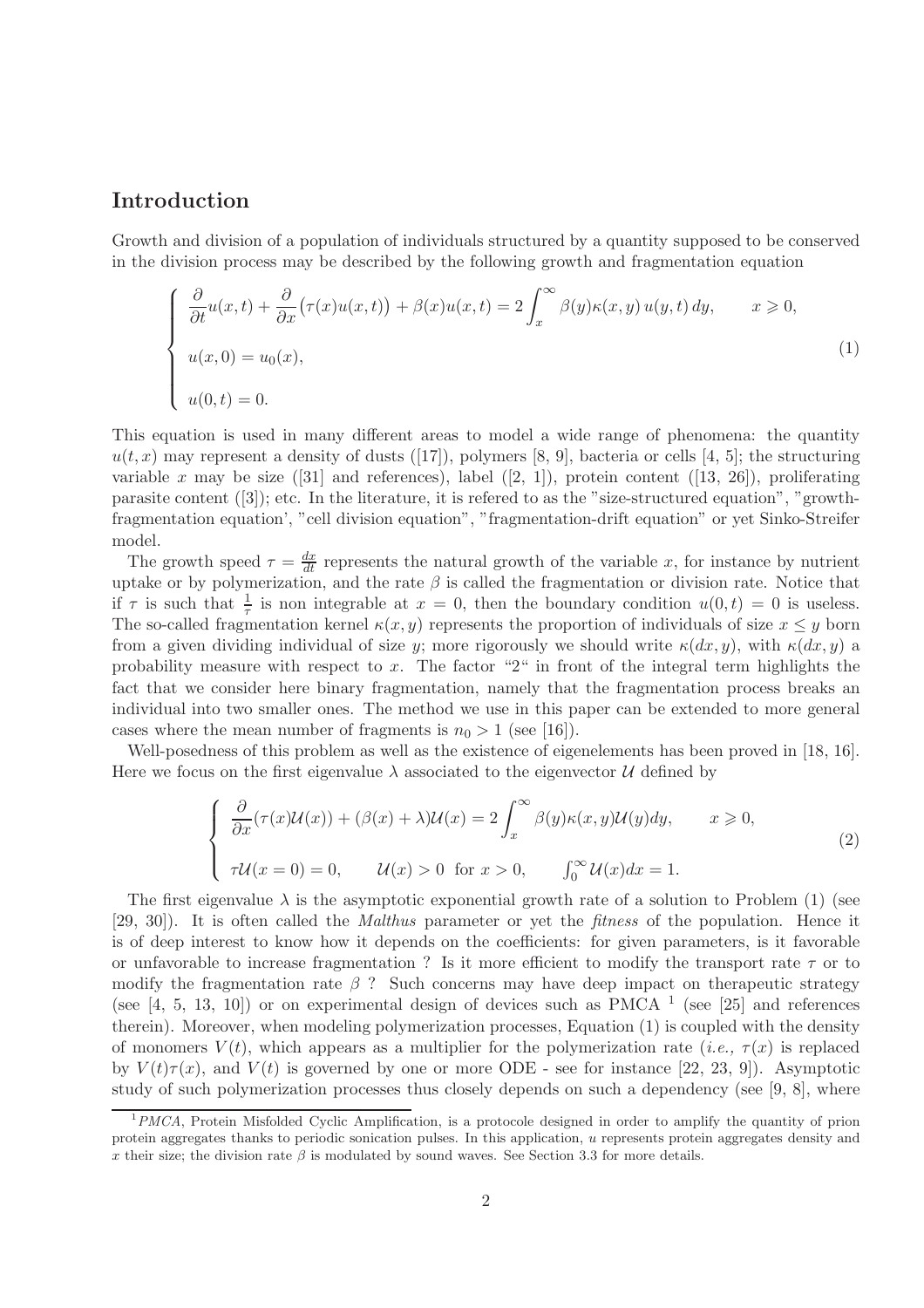## Introduction

Growth and division of a population of individuals structured by a quantity supposed to be conserved in the division process may be described by the following growth and fragmentation equation

$$
\begin{cases}
\dfrac{\partial}{\partial t}u(x,t) + \dfrac{\partial}{\partial x}\big(\tau(x)u(x,t)\big) + \beta(x)u(x,t) = 2\displaystyle\int_x^\infty \beta(y)\kappa(x,y)\,u(y,t)\,dy, \qquad x \geqslant 0, \\[2ex]
u(x,0) = u_0(x), \\[2ex]
u(0,t) = 0.
\end{cases}
\tag{1}
$$

This equation is used in many different areas to model a wide range of phenomena: the quantity $u(t,x)$ may represent a density of dusts ([17]), polymers [8, 9], bacteria or cells [4, 5]; the structuring variable $x$ may be size ([31] and references), label ([2, 1]), protein content ([13, 26]), proliferating parasite content ([3]); etc. In the literature, it is refered to as the "size-structured equation", "growth-fragmentation equation', "cell division equation", "fragmentation-drift equation" or yet Sinko-Streifer model.

The growth speed $\tau = \frac{dx}{dt}$ represents the natural growth of the variable $x$, for instance by nutrient uptake or by polymerization, and the rate $\beta$ is called the fragmentation or division rate. Notice that if $\tau$ is such that $\frac{1}{\tau}$ is non integrable at $x = 0$, then the boundary condition $u(0,t) = 0$ is useless. The so-called fragmentation kernel $\kappa(x,y)$ represents the proportion of individuals of size $x \leq y$ born from a given dividing individual of size $y$; more rigorously we should write $\kappa(dx,y)$, with $\kappa(dx,y)$ a probability measure with respect to $x$. The factor "2" in front of the integral term highlights the fact that we consider here binary fragmentation, namely that the fragmentation process breaks an individual into two smaller ones. The method we use in this paper can be extended to more general cases where the mean number of fragments is $n_0 > 1$ (see [16]).

Well-posedness of this problem as well as the existence of eigenelements has been proved in [18, 16]. Here we focus on the first eigenvalue $\lambda$ associated to the eigenvector $\mathcal{U}$ defined by

$$
\begin{cases}
\dfrac{\partial}{\partial x}(\tau(x)\mathcal{U}(x)) + (\beta(x) + \lambda)\mathcal{U}(x) = 2\displaystyle\int_x^\infty \beta(y)\kappa(x,y)\mathcal{U}(y)dy, \qquad x \geqslant 0, \\[2ex]
\tau\mathcal{U}(x=0) = 0, \qquad \mathcal{U}(x) > 0 \ \text{ for } x > 0, \qquad \int_0^\infty \mathcal{U}(x)dx = 1.
\end{cases}
\tag{2}
$$

The first eigenvalue $\lambda$ is the asymptotic exponential growth rate of a solution to Problem (1) (see [29, 30]). It is often called the *Malthus* parameter or yet the *fitness* of the population. Hence it is of deep interest to know how it depends on the coefficients: for given parameters, is it favorable or unfavorable to increase fragmentation ? Is it more efficient to modify the transport rate $\tau$ or to modify the fragmentation rate $\beta$ ? Such concerns may have deep impact on therapeutic strategy (see [4, 5, 13, 10]) or on experimental design of devices such as PMCA [1] (see [25] and references therein). Moreover, when modeling polymerization processes, Equation (1) is coupled with the density of monomers $V(t)$, which appears as a multiplier for the polymerization rate (*i.e.,* $\tau(x)$ is replaced by $V(t)\tau(x)$, and $V(t)$ is governed by one or more ODE - see for instance [22, 23, 9]). Asymptotic study of such polymerization processes thus closely depends on such a dependency (see [9, 8], where

[1] *PMCA*, Protein Misfolded Cyclic Amplification, is a protocole designed in order to amplify the quantity of prion protein aggregates thanks to periodic sonication pulses. In this application, $u$ represents protein aggregates density and $x$ their size; the division rate $\beta$ is modulated by sound waves. See Section 3.3 for more details.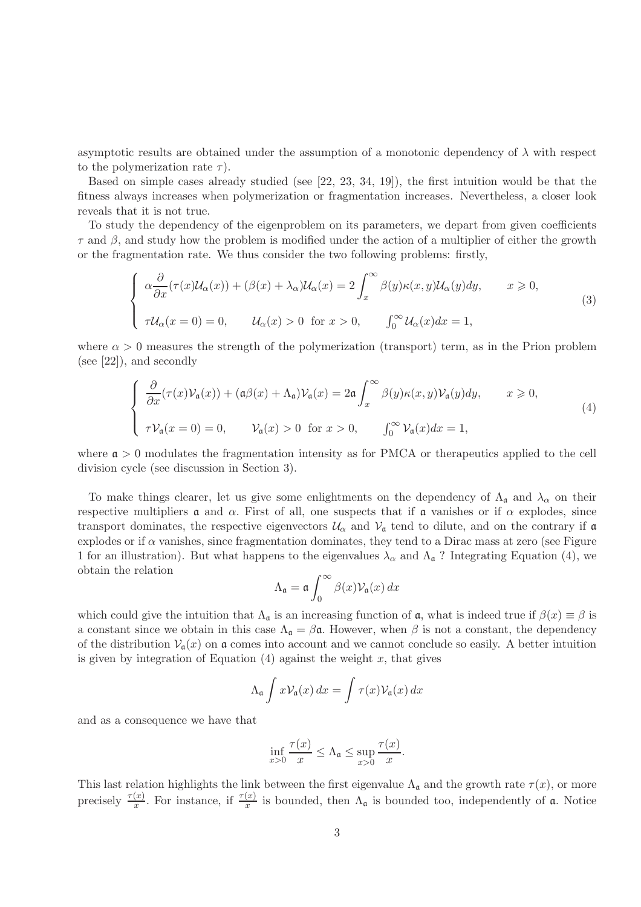asymptotic results are obtained under the assumption of a monotonic dependency of $\lambda$ with respect to the polymerization rate $\tau$).

Based on simple cases already studied (see [22, 23, 34, 19]), the first intuition would be that the fitness always increases when polymerization or fragmentation increases. Nevertheless, a closer look reveals that it is not true.

To study the dependency of the eigenproblem on its parameters, we depart from given coefficients $\tau$ and $\beta$, and study how the problem is modified under the action of a multiplier of either the growth or the fragmentation rate. We thus consider the two following problems: firstly,

$$\left\{ \begin{array}{l} \alpha \dfrac{\partial}{\partial x}(\tau(x)\mathcal{U}_\alpha(x)) + (\beta(x) + \lambda_\alpha)\mathcal{U}_\alpha(x) = 2\displaystyle\int_x^\infty \beta(y)\kappa(x,y)\mathcal{U}_\alpha(y)dy, \qquad x \geqslant 0, \\ \tau\mathcal{U}_\alpha(x=0) = 0, \qquad \mathcal{U}_\alpha(x) > 0 \ \text{ for } x > 0, \qquad \int_0^\infty \mathcal{U}_\alpha(x)dx = 1, \end{array} \right. \tag{3}$$

where $\alpha > 0$ measures the strength of the polymerization (transport) term, as in the Prion problem (see [22]), and secondly

$$\left\{ \begin{array}{l} \dfrac{\partial}{\partial x}(\tau(x)\mathcal{V}_\mathfrak{a}(x)) + (\mathfrak{a}\beta(x) + \Lambda_\mathfrak{a})\mathcal{V}_\mathfrak{a}(x) = 2\mathfrak{a}\displaystyle\int_x^\infty \beta(y)\kappa(x,y)\mathcal{V}_\mathfrak{a}(y)dy, \qquad x \geqslant 0, \\ \tau\mathcal{V}_\mathfrak{a}(x=0) = 0, \qquad \mathcal{V}_\mathfrak{a}(x) > 0 \ \text{ for } x > 0, \qquad \int_0^\infty \mathcal{V}_\mathfrak{a}(x)dx = 1, \end{array} \right. \tag{4}$$

where $\mathfrak{a} > 0$ modulates the fragmentation intensity as for PMCA or therapeutics applied to the cell division cycle (see discussion in Section 3).

To make things clearer, let us give some enlightments on the dependency of $\Lambda_\mathfrak{a}$ and $\lambda_\alpha$ on their respective multipliers $\mathfrak{a}$ and $\alpha$. First of all, one suspects that if $\mathfrak{a}$ vanishes or if $\alpha$ explodes, since transport dominates, the respective eigenvectors $\mathcal{U}_\alpha$ and $\mathcal{V}_\mathfrak{a}$ tend to dilute, and on the contrary if $\mathfrak{a}$ explodes or if $\alpha$ vanishes, since fragmentation dominates, they tend to a Dirac mass at zero (see Figure 1 for an illustration). But what happens to the eigenvalues $\lambda_\alpha$ and $\Lambda_\mathfrak{a}$ ? Integrating Equation (4), we obtain the relation

$$\Lambda_\mathfrak{a} = \mathfrak{a}\int_0^\infty \beta(x)\mathcal{V}_\mathfrak{a}(x)\,dx$$

which could give the intuition that $\Lambda_\mathfrak{a}$ is an increasing function of $\mathfrak{a}$, what is indeed true if $\beta(x) \equiv \beta$ is a constant since we obtain in this case $\Lambda_\mathfrak{a} = \beta\mathfrak{a}$. However, when $\beta$ is not a constant, the dependency of the distribution $\mathcal{V}_\mathfrak{a}(x)$ on $\mathfrak{a}$ comes into account and we cannot conclude so easily. A better intuition is given by integration of Equation (4) against the weight $x$, that gives

$$\Lambda_\mathfrak{a}\int x\mathcal{V}_\mathfrak{a}(x)\,dx = \int \tau(x)\mathcal{V}_\mathfrak{a}(x)\,dx$$

and as a consequence we have that

$$\inf_{x>0}\frac{\tau(x)}{x} \leq \Lambda_\mathfrak{a} \leq \sup_{x>0}\frac{\tau(x)}{x}.$$

This last relation highlights the link between the first eigenvalue $\Lambda_\mathfrak{a}$ and the growth rate $\tau(x)$, or more precisely $\frac{\tau(x)}{x}$. For instance, if $\frac{\tau(x)}{x}$ is bounded, then $\Lambda_\mathfrak{a}$ is bounded too, independently of $\mathfrak{a}$. Notice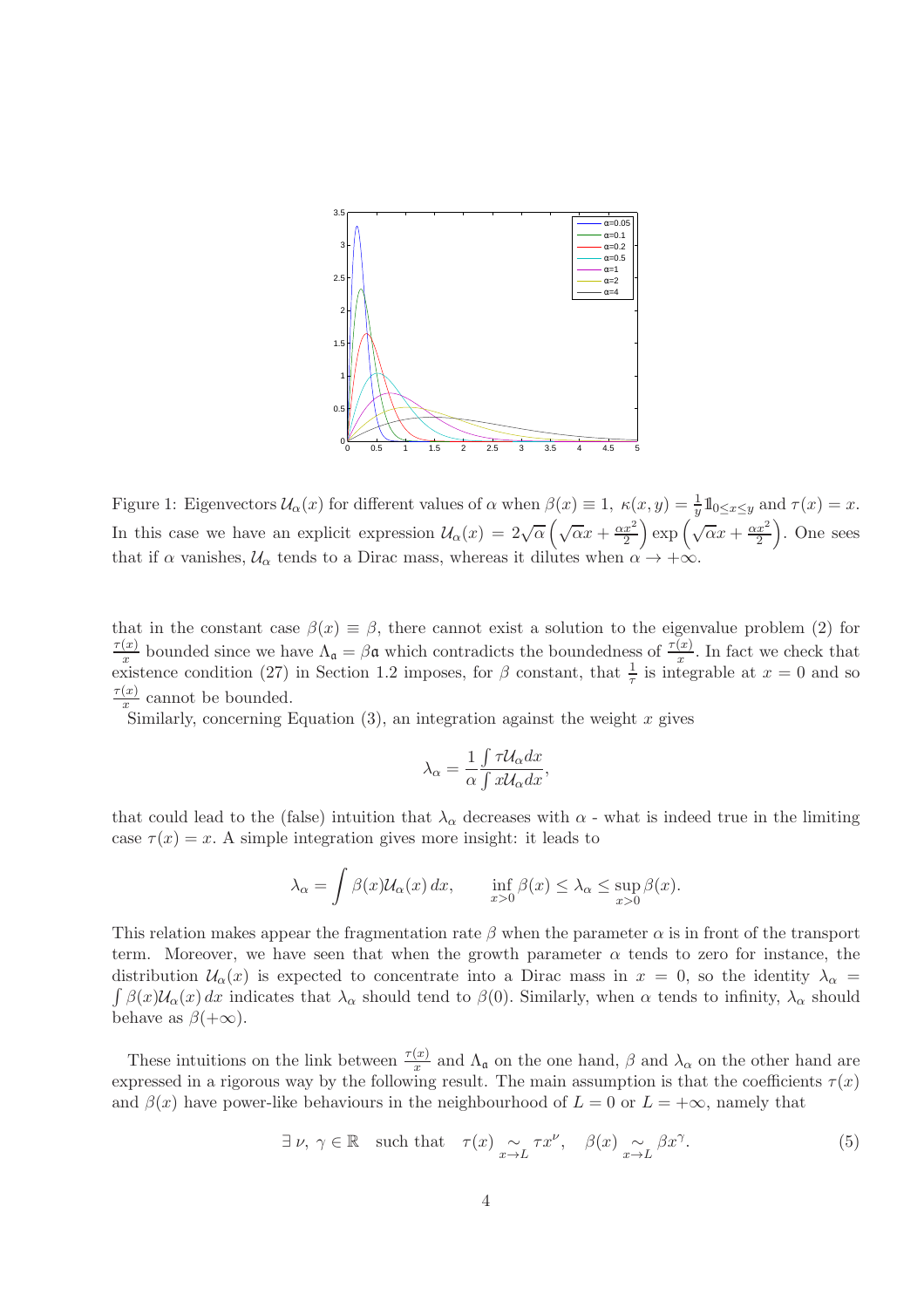Figure 1: Eigenvectors $\mathcal{U}_\alpha(x)$ for different values of $\alpha$ when $\beta(x) \equiv 1$, $\kappa(x,y) = \frac{1}{y}\mathbb{1}_{0\leq x\leq y}$ and $\tau(x) = x$. In this case we have an explicit expression $\mathcal{U}_\alpha(x) = 2\sqrt{\alpha}\left(\sqrt{\alpha}x + \frac{\alpha x^2}{2}\right)\exp\left(\sqrt{\alpha}x + \frac{\alpha x^2}{2}\right)$. One sees that if $\alpha$ vanishes, $\mathcal{U}_\alpha$ tends to a Dirac mass, whereas it dilutes when $\alpha \to +\infty$.

that in the constant case $\beta(x) \equiv \beta$, there cannot exist a solution to the eigenvalue problem (2) for $\frac{\tau(x)}{x}$ bounded since we have $\Lambda_{\mathfrak{a}} = \beta\mathfrak{a}$ which contradicts the boundedness of $\frac{\tau(x)}{x}$. In fact we check that existence condition (27) in Section 1.2 imposes, for $\beta$ constant, that $\frac{1}{\tau}$ is integrable at $x=0$ and so $\frac{\tau(x)}{x}$ cannot be bounded.

Similarly, concerning Equation (3), an integration against the weight $x$ gives

$$\lambda_\alpha = \frac{1}{\alpha}\frac{\int \tau\mathcal{U}_\alpha dx}{\int x\mathcal{U}_\alpha dx},$$

that could lead to the (false) intuition that $\lambda_\alpha$ decreases with $\alpha$ - what is indeed true in the limiting case $\tau(x) = x$. A simple integration gives more insight: it leads to

$$\lambda_\alpha = \int \beta(x)\mathcal{U}_\alpha(x)\,dx, \qquad \inf_{x>0}\beta(x) \leq \lambda_\alpha \leq \sup_{x>0}\beta(x).$$

This relation makes appear the fragmentation rate $\beta$ when the parameter $\alpha$ is in front of the transport term. Moreover, we have seen that when the growth parameter $\alpha$ tends to zero for instance, the distribution $\mathcal{U}_\alpha(x)$ is expected to concentrate into a Dirac mass in $x=0$, so the identity $\lambda_\alpha = \int \beta(x)\mathcal{U}_\alpha(x)\,dx$ indicates that $\lambda_\alpha$ should tend to $\beta(0)$. Similarly, when $\alpha$ tends to infinity, $\lambda_\alpha$ should behave as $\beta(+\infty)$.

These intuitions on the link between $\frac{\tau(x)}{x}$ and $\Lambda_{\mathfrak{a}}$ on the one hand, $\beta$ and $\lambda_\alpha$ on the other hand are expressed in a rigorous way by the following result. The main assumption is that the coefficients $\tau(x)$ and $\beta(x)$ have power-like behaviours in the neighbourhood of $L=0$ or $L=+\infty$, namely that

$$\exists\,\nu,\ \gamma \in \mathbb{R} \quad \text{such that} \quad \tau(x) \underset{x\to L}{\sim} \tau x^\nu, \quad \beta(x) \underset{x\to L}{\sim} \beta x^\gamma. \tag{5}$$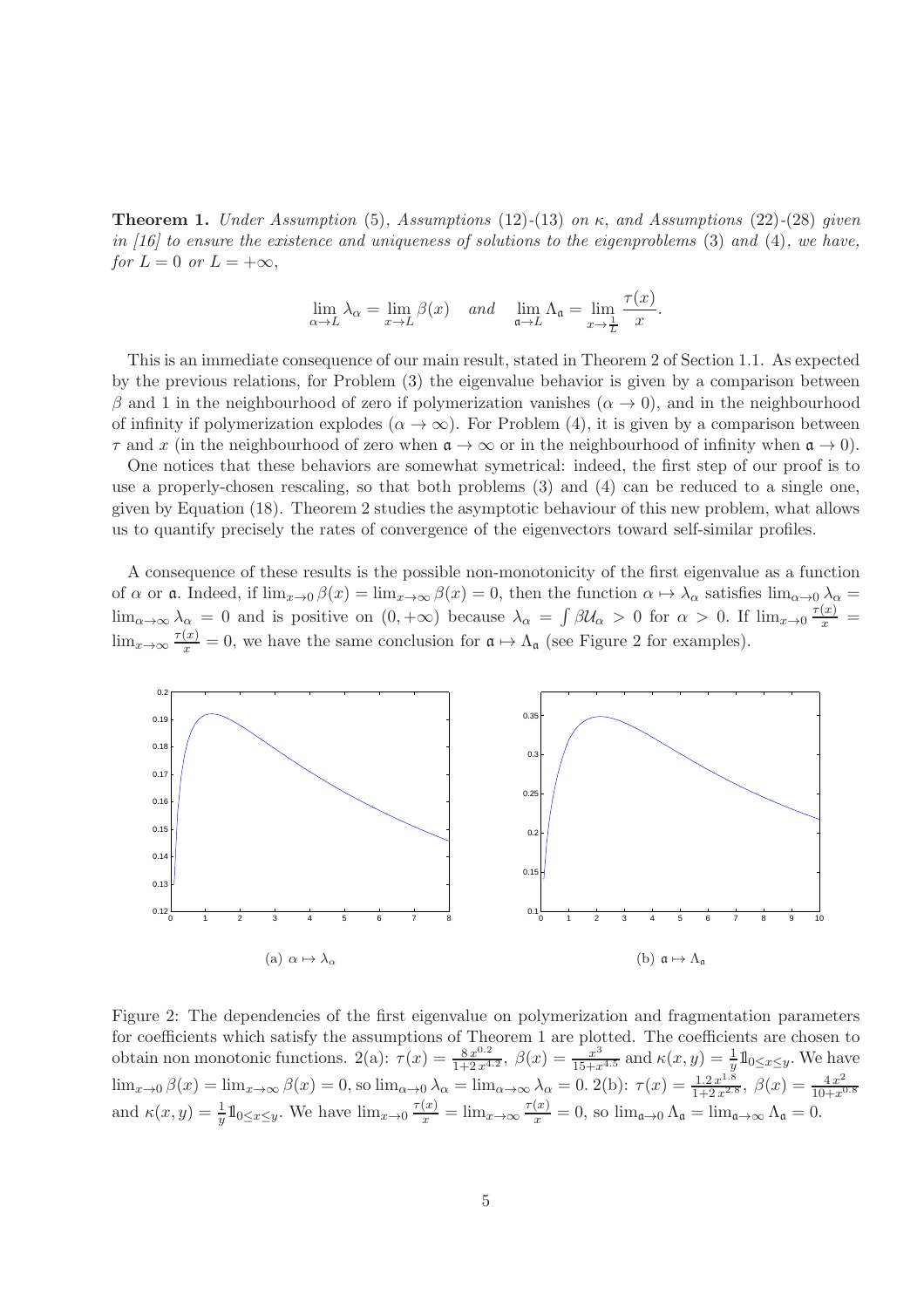**Theorem 1.** *Under Assumption* (5)*, Assumptions* (12)*-*(13) *on* $\kappa$*, and Assumptions* (22)*-*(28) *given in [16] to ensure the existence and uniqueness of solutions to the eigenproblems* (3) *and* (4)*, we have, for* $L = 0$ *or* $L = +\infty$*,*

$$\lim_{\alpha \to L} \lambda_\alpha = \lim_{x \to L} \beta(x) \quad \text{and} \quad \lim_{\mathfrak{a} \to L} \Lambda_{\mathfrak{a}} = \lim_{x \to \frac{1}{L}} \frac{\tau(x)}{x}.$$

This is an immediate consequence of our main result, stated in Theorem 2 of Section 1.1. As expected by the previous relations, for Problem (3) the eigenvalue behavior is given by a comparison between $\beta$ and 1 in the neighbourhood of zero if polymerization vanishes ($\alpha \to 0$), and in the neighbourhood of infinity if polymerization explodes ($\alpha \to \infty$). For Problem (4), it is given by a comparison between $\tau$ and $x$ (in the neighbourhood of zero when $\mathfrak{a} \to \infty$ or in the neighbourhood of infinity when $\mathfrak{a} \to 0$).

One notices that these behaviors are somewhat symetrical: indeed, the first step of our proof is to use a properly-chosen rescaling, so that both problems (3) and (4) can be reduced to a single one, given by Equation (18). Theorem 2 studies the asymptotic behaviour of this new problem, what allows us to quantify precisely the rates of convergence of the eigenvectors toward self-similar profiles.

A consequence of these results is the possible non-monotonicity of the first eigenvalue as a function of $\alpha$ or $\mathfrak{a}$. Indeed, if $\lim_{x\to 0} \beta(x) = \lim_{x\to\infty} \beta(x) = 0$, then the function $\alpha \mapsto \lambda_\alpha$ satisfies $\lim_{\alpha\to 0} \lambda_\alpha = \lim_{\alpha\to\infty} \lambda_\alpha = 0$ and is positive on $(0, +\infty)$ because $\lambda_\alpha = \int \beta \mathcal{U}_\alpha > 0$ for $\alpha > 0$. If $\lim_{x\to 0} \frac{\tau(x)}{x} = \lim_{x\to\infty} \frac{\tau(x)}{x} = 0$, we have the same conclusion for $\mathfrak{a} \mapsto \Lambda_{\mathfrak{a}}$ (see Figure 2 for examples).

(a) $\alpha \mapsto \lambda_\alpha$

(b) $\mathfrak{a} \mapsto \Lambda_{\mathfrak{a}}$

Figure 2: The dependencies of the first eigenvalue on polymerization and fragmentation parameters for coefficients which satisfy the assumptions of Theorem 1 are plotted. The coefficients are chosen to obtain non monotonic functions. 2(a): $\tau(x) = \frac{8\,x^{0.2}}{1+2\,x^{4.2}}$, $\beta(x) = \frac{x^3}{15+x^{4.5}}$ and $\kappa(x,y) = \frac{1}{y} \mathbb{1}_{0\le x\le y}$. We have $\lim_{x\to 0} \beta(x) = \lim_{x\to\infty} \beta(x) = 0$, so $\lim_{\alpha\to 0} \lambda_\alpha = \lim_{\alpha\to\infty} \lambda_\alpha = 0$. 2(b): $\tau(x) = \frac{1.2\,x^{1.8}}{1+2\,x^{2.8}}$, $\beta(x) = \frac{4\,x^2}{10+x^{0.8}}$ and $\kappa(x,y) = \frac{1}{y} \mathbb{1}_{0\le x\le y}$. We have $\lim_{x\to 0} \frac{\tau(x)}{x} = \lim_{x\to\infty} \frac{\tau(x)}{x} = 0$, so $\lim_{\mathfrak{a}\to 0} \Lambda_{\mathfrak{a}} = \lim_{\mathfrak{a}\to\infty} \Lambda_{\mathfrak{a}} = 0$.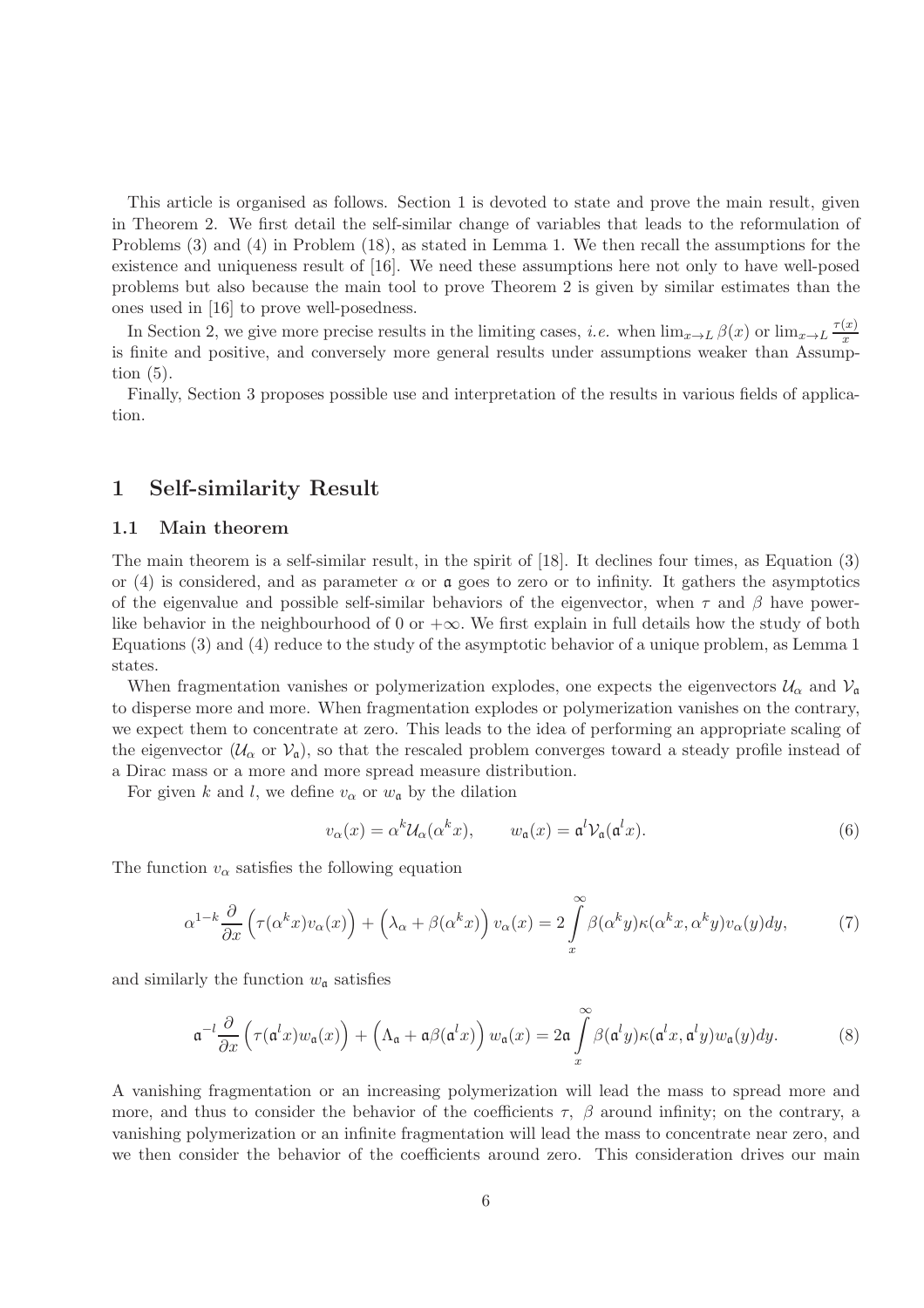This article is organised as follows. Section 1 is devoted to state and prove the main result, given in Theorem 2. We first detail the self-similar change of variables that leads to the reformulation of Problems (3) and (4) in Problem (18), as stated in Lemma 1. We then recall the assumptions for the existence and uniqueness result of [16]. We need these assumptions here not only to have well-posed problems but also because the main tool to prove Theorem 2 is given by similar estimates than the ones used in [16] to prove well-posedness.

In Section 2, we give more precise results in the limiting cases, *i.e.* when $\lim_{x\to L}\beta(x)$ or $\lim_{x\to L}\frac{\tau(x)}{x}$ is finite and positive, and conversely more general results under assumptions weaker than Assumption (5).

Finally, Section 3 proposes possible use and interpretation of the results in various fields of application.

# 1 Self-similarity Result

## 1.1 Main theorem

The main theorem is a self-similar result, in the spirit of [18]. It declines four times, as Equation (3) or (4) is considered, and as parameter $\alpha$ or $\mathfrak{a}$ goes to zero or to infinity. It gathers the asymptotics of the eigenvalue and possible self-similar behaviors of the eigenvector, when $\tau$ and $\beta$ have power-like behavior in the neighbourhood of 0 or $+\infty$. We first explain in full details how the study of both Equations (3) and (4) reduce to the study of the asymptotic behavior of a unique problem, as Lemma 1 states.

When fragmentation vanishes or polymerization explodes, one expects the eigenvectors $\mathcal{U}_\alpha$ and $\mathcal{V}_\mathfrak{a}$ to disperse more and more. When fragmentation explodes or polymerization vanishes on the contrary, we expect them to concentrate at zero. This leads to the idea of performing an appropriate scaling of the eigenvector ($\mathcal{U}_\alpha$ or $\mathcal{V}_\mathfrak{a}$), so that the rescaled problem converges toward a steady profile instead of a Dirac mass or a more and more spread measure distribution.

For given $k$ and $l$, we define $v_\alpha$ or $w_\mathfrak{a}$ by the dilation

$$v_\alpha(x) = \alpha^k \mathcal{U}_\alpha(\alpha^k x), \qquad w_\mathfrak{a}(x) = \mathfrak{a}^l \mathcal{V}_\mathfrak{a}(\mathfrak{a}^l x). \tag{6}$$

The function $v_\alpha$ satisfies the following equation

$$\alpha^{1-k}\frac{\partial}{\partial x}\Big(\tau(\alpha^k x)v_\alpha(x)\Big) + \Big(\lambda_\alpha + \beta(\alpha^k x)\Big)v_\alpha(x) = 2\int_x^\infty \beta(\alpha^k y)\kappa(\alpha^k x, \alpha^k y)v_\alpha(y)dy, \tag{7}$$

and similarly the function $w_\mathfrak{a}$ satisfies

$$\mathfrak{a}^{-l}\frac{\partial}{\partial x}\Big(\tau(\mathfrak{a}^l x)w_\mathfrak{a}(x)\Big) + \Big(\Lambda_\mathfrak{a} + \mathfrak{a}\beta(\mathfrak{a}^l x)\Big)w_\mathfrak{a}(x) = 2\mathfrak{a}\int_x^\infty \beta(\mathfrak{a}^l y)\kappa(\mathfrak{a}^l x, \mathfrak{a}^l y)w_\mathfrak{a}(y)dy. \tag{8}$$

A vanishing fragmentation or an increasing polymerization will lead the mass to spread more and more, and thus to consider the behavior of the coefficients $\tau$, $\beta$ around infinity; on the contrary, a vanishing polymerization or an infinite fragmentation will lead the mass to concentrate near zero, and we then consider the behavior of the coefficients around zero. This consideration drives our main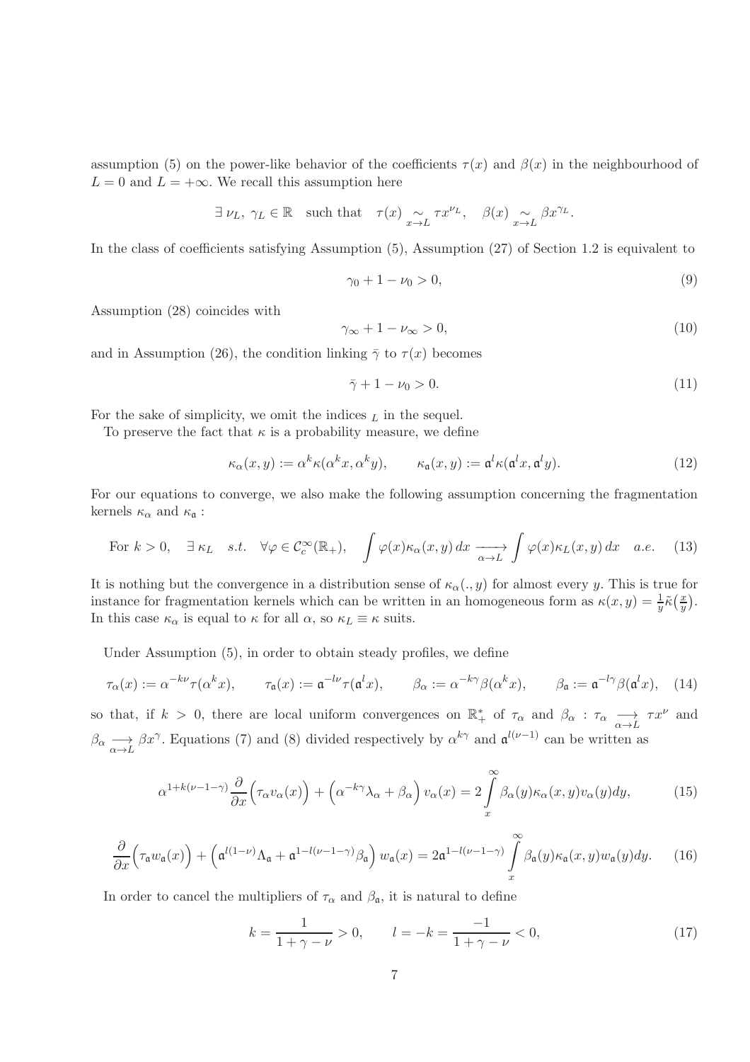assumption (5) on the power-like behavior of the coefficients $\tau(x)$ and $\beta(x)$ in the neighbourhood of $L = 0$ and $L = +\infty$. We recall this assumption here

$$\exists\ \nu_L,\ \gamma_L \in \mathbb{R} \quad \text{such that} \quad \tau(x) \underset{x\to L}{\sim} \tau x^{\nu_L}, \quad \beta(x) \underset{x\to L}{\sim} \beta x^{\gamma_L}.$$

In the class of coefficients satisfying Assumption (5), Assumption (27) of Section 1.2 is equivalent to

$$\gamma_0 + 1 - \nu_0 > 0, \tag{9}$$

Assumption (28) coincides with

$$\gamma_\infty + 1 - \nu_\infty > 0, \tag{10}$$

and in Assumption (26), the condition linking $\bar{\gamma}$ to $\tau(x)$ becomes

$$\bar{\gamma} + 1 - \nu_0 > 0. \tag{11}$$

For the sake of simplicity, we omit the indices $_L$ in the sequel.

To preserve the fact that $\kappa$ is a probability measure, we define

$$\kappa_\alpha(x,y) := \alpha^k \kappa(\alpha^k x, \alpha^k y), \qquad \kappa_{\mathfrak{a}}(x,y) := \mathfrak{a}^l \kappa(\mathfrak{a}^l x, \mathfrak{a}^l y). \tag{12}$$

For our equations to converge, we also make the following assumption concerning the fragmentation kernels $\kappa_\alpha$ and $\kappa_{\mathfrak{a}}$ :

$$\text{For } k>0, \quad \exists\ \kappa_L \quad s.t. \quad \forall \varphi \in \mathcal{C}_c^\infty(\mathbb{R}_+), \quad \int \varphi(x)\kappa_\alpha(x,y)\,dx \underset{\alpha\to L}{\longrightarrow} \int \varphi(x)\kappa_L(x,y)\,dx \quad a.e. \tag{13}$$

It is nothing but the convergence in a distribution sense of $\kappa_\alpha(.,y)$ for almost every $y$. This is true for instance for fragmentation kernels which can be written in an homogeneous form as $\kappa(x,y) = \frac{1}{y}\tilde{\kappa}\big(\frac{x}{y}\big)$. In this case $\kappa_\alpha$ is equal to $\kappa$ for all $\alpha$, so $\kappa_L \equiv \kappa$ suits.

Under Assumption (5), in order to obtain steady profiles, we define

$$\tau_\alpha(x) := \alpha^{-k\nu}\tau(\alpha^k x), \qquad \tau_{\mathfrak{a}}(x) := \mathfrak{a}^{-l\nu}\tau(\mathfrak{a}^l x), \qquad \beta_\alpha := \alpha^{-k\gamma}\beta(\alpha^k x), \qquad \beta_{\mathfrak{a}} := \mathfrak{a}^{-l\gamma}\beta(\mathfrak{a}^l x), \tag{14}$$

so that, if $k>0$, there are local uniform convergences on $\mathbb{R}_+^*$ of $\tau_\alpha$ and $\beta_\alpha$ : $\tau_\alpha \underset{\alpha\to L}{\longrightarrow} \tau x^\nu$ and $\beta_\alpha \underset{\alpha\to L}{\longrightarrow} \beta x^\gamma$. Equations (7) and (8) divided respectively by $\alpha^{k\gamma}$ and $\mathfrak{a}^{l(\nu-1)}$ can be written as

$$\alpha^{1+k(\nu-1-\gamma)}\frac{\partial}{\partial x}\Big(\tau_\alpha v_\alpha(x)\Big) + \Big(\alpha^{-k\gamma}\lambda_\alpha + \beta_\alpha\Big)v_\alpha(x) = 2\int_x^\infty \beta_\alpha(y)\kappa_\alpha(x,y)v_\alpha(y)dy, \tag{15}$$

$$\frac{\partial}{\partial x}\Big(\tau_{\mathfrak{a}} w_{\mathfrak{a}}(x)\Big) + \Big(\mathfrak{a}^{l(1-\nu)}\Lambda_{\mathfrak{a}} + \mathfrak{a}^{1-l(\nu-1-\gamma)}\beta_{\mathfrak{a}}\Big)w_{\mathfrak{a}}(x) = 2\mathfrak{a}^{1-l(\nu-1-\gamma)}\int_x^\infty \beta_{\mathfrak{a}}(y)\kappa_{\mathfrak{a}}(x,y)w_{\mathfrak{a}}(y)dy. \tag{16}$$

In order to cancel the multipliers of $\tau_\alpha$ and $\beta_{\mathfrak{a}}$, it is natural to define

$$k = \frac{1}{1+\gamma-\nu} > 0, \qquad l = -k = \frac{-1}{1+\gamma-\nu} < 0, \tag{17}$$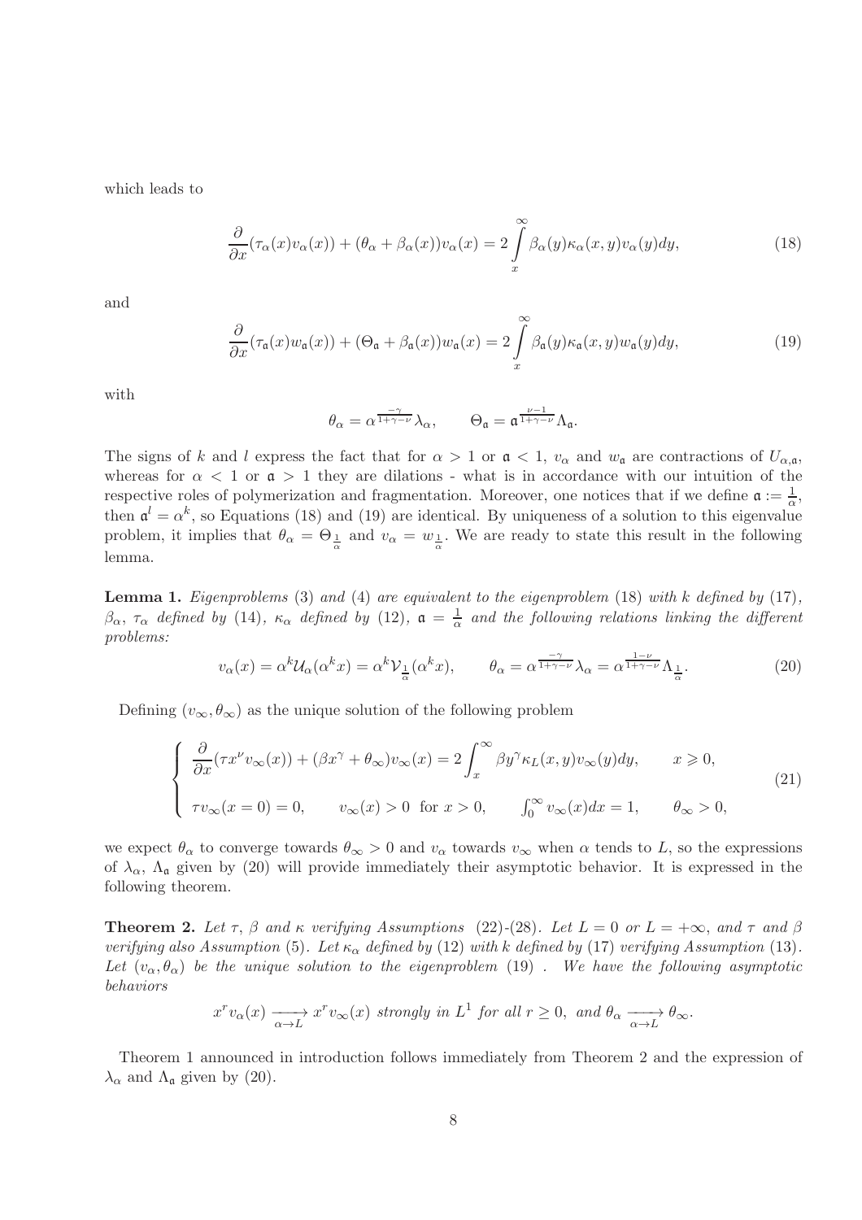which leads to

$$
\frac{\partial}{\partial x}(\tau_\alpha(x)v_\alpha(x)) + (\theta_\alpha + \beta_\alpha(x))v_\alpha(x) = 2\int\limits_x^\infty \beta_\alpha(y)\kappa_\alpha(x,y)v_\alpha(y)dy, \tag{18}
$$

and

$$
\frac{\partial}{\partial x}(\tau_{\mathfrak{a}}(x)w_{\mathfrak{a}}(x)) + (\Theta_{\mathfrak{a}} + \beta_{\mathfrak{a}}(x))w_{\mathfrak{a}}(x) = 2\int\limits_x^\infty \beta_{\mathfrak{a}}(y)\kappa_{\mathfrak{a}}(x,y)w_{\mathfrak{a}}(y)dy, \tag{19}
$$

with

$$
\theta_\alpha = \alpha^{\frac{-\gamma}{1+\gamma-\nu}}\lambda_\alpha, \qquad \Theta_{\mathfrak{a}} = \mathfrak{a}^{\frac{\nu-1}{1+\gamma-\nu}}\Lambda_{\mathfrak{a}}.
$$

The signs of $k$ and $l$ express the fact that for $\alpha > 1$ or $\mathfrak{a} < 1$, $v_\alpha$ and $w_{\mathfrak{a}}$ are contractions of $U_{\alpha,\mathfrak{a}}$, whereas for $\alpha < 1$ or $\mathfrak{a} > 1$ they are dilations - what is in accordance with our intuition of the respective roles of polymerization and fragmentation. Moreover, one notices that if we define $\mathfrak{a} := \frac{1}{\alpha}$, then $\mathfrak{a}^l = \alpha^k$, so Equations (18) and (19) are identical. By uniqueness of a solution to this eigenvalue problem, it implies that $\theta_\alpha = \Theta_{\frac{1}{\alpha}}$ and $v_\alpha = w_{\frac{1}{\alpha}}$. We are ready to state this result in the following lemma.

**Lemma 1.** *Eigenproblems* (3) *and* (4) *are equivalent to the eigenproblem* (18) *with $k$ defined by* (17)*, $\beta_\alpha$, $\tau_\alpha$ defined by* (14)*, $\kappa_\alpha$ defined by* (12)*, $\mathfrak{a} = \frac{1}{\alpha}$ and the following relations linking the different problems:*

$$
v_\alpha(x) = \alpha^k \mathcal{U}_\alpha(\alpha^k x) = \alpha^k \mathcal{V}_{\frac{1}{\alpha}}(\alpha^k x), \qquad \theta_\alpha = \alpha^{\frac{-\gamma}{1+\gamma-\nu}}\lambda_\alpha = \alpha^{\frac{1-\nu}{1+\gamma-\nu}}\Lambda_{\frac{1}{\alpha}}. \tag{20}
$$

Defining $(v_\infty, \theta_\infty)$ as the unique solution of the following problem

$$
\left\{
\begin{array}{l}
\dfrac{\partial}{\partial x}(\tau x^\nu v_\infty(x)) + (\beta x^\gamma + \theta_\infty)v_\infty(x) = 2\displaystyle\int_x^\infty \beta y^\gamma \kappa_L(x,y)v_\infty(y)dy, \qquad x \geqslant 0, \\[2ex]
\tau v_\infty(x=0) = 0, \qquad v_\infty(x) > 0 \ \text{ for } x > 0, \qquad \int_0^\infty v_\infty(x)dx = 1, \qquad \theta_\infty > 0,
\end{array}
\right. \tag{21}
$$

we expect $\theta_\alpha$ to converge towards $\theta_\infty > 0$ and $v_\alpha$ towards $v_\infty$ when $\alpha$ tends to $L$, so the expressions of $\lambda_\alpha$, $\Lambda_{\mathfrak{a}}$ given by (20) will provide immediately their asymptotic behavior. It is expressed in the following theorem.

**Theorem 2.** *Let $\tau$, $\beta$ and $\kappa$ verifying Assumptions* (22)-(28)*. Let $L = 0$ or $L = +\infty$, and $\tau$ and $\beta$ verifying also Assumption* (5)*. Let $\kappa_\alpha$ defined by* (12) *with $k$ defined by* (17) *verifying Assumption* (13)*. Let $(v_\alpha, \theta_\alpha)$ be the unique solution to the eigenproblem* (19) *. We have the following asymptotic behaviors*

$$
x^r v_\alpha(x) \xrightarrow[\alpha \to L]{} x^r v_\infty(x) \text{ strongly in } L^1 \text{ for all } r \geq 0, \text{ and } \theta_\alpha \xrightarrow[\alpha \to L]{} \theta_\infty.
$$

Theorem 1 announced in introduction follows immediately from Theorem 2 and the expression of $\lambda_\alpha$ and $\Lambda_{\mathfrak{a}}$ given by (20).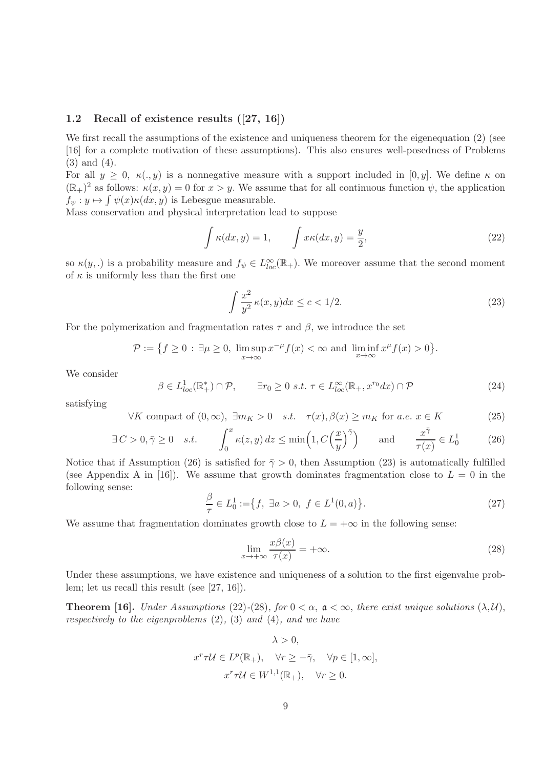### 1.2 Recall of existence results ([27, 16])

We first recall the assumptions of the existence and uniqueness theorem for the eigenequation (2) (see [16] for a complete motivation of these assumptions). This also ensures well-posedness of Problems (3) and (4).

For all $y \geq 0$, $\kappa(.,y)$ is a nonnegative measure with a support included in $[0,y]$. We define $\kappa$ on $(\mathbb{R}_+)^2$ as follows: $\kappa(x,y) = 0$ for $x > y$. We assume that for all continuous function $\psi$, the application $f_\psi : y \mapsto \int \psi(x)\kappa(dx,y)$ is Lebesgue measurable.

Mass conservation and physical interpretation lead to suppose

$$\int \kappa(dx,y) = 1, \qquad \int x\kappa(dx,y) = \frac{y}{2}, \tag{22}$$

so $\kappa(y,.)$ is a probability measure and $f_\psi \in L^\infty_{loc}(\mathbb{R}_+)$. We moreover assume that the second moment of $\kappa$ is uniformly less than the first one

$$\int \frac{x^2}{y^2}\kappa(x,y)dx \leq c < 1/2. \tag{23}$$

For the polymerization and fragmentation rates $\tau$ and $\beta$, we introduce the set

$$\mathcal{P} := \big\{ f \geq 0 \,:\, \exists \mu \geq 0,\ \limsup_{x\to\infty} x^{-\mu} f(x) < \infty \text{ and } \liminf_{x\to\infty} x^{\mu} f(x) > 0 \big\}.$$

We consider

$$\beta \in L^1_{loc}(\mathbb{R}^*_+) \cap \mathcal{P}, \qquad \exists r_0 \geq 0 \ s.t.\ \tau \in L^\infty_{loc}(\mathbb{R}_+, x^{r_0}dx) \cap \mathcal{P} \tag{24}$$

satisfying

$$\forall K \text{ compact of } (0,\infty),\ \exists m_K > 0 \quad s.t. \quad \tau(x), \beta(x) \geq m_K \text{ for } a.e.\ x \in K \tag{25}$$

$$\exists C > 0, \bar{\gamma} \geq 0 \quad s.t. \qquad \int_0^x \kappa(z,y)\,dz \leq \min\Big(1, C\Big(\frac{x}{y}\Big)^{\bar{\gamma}}\Big) \qquad \text{and} \qquad \frac{x^{\bar{\gamma}}}{\tau(x)} \in L^1_0 \tag{26}$$

Notice that if Assumption (26) is satisfied for $\bar{\gamma} > 0$, then Assumption (23) is automatically fulfilled (see Appendix A in [16]). We assume that growth dominates fragmentation close to $L = 0$ in the following sense:

$$\frac{\beta}{\tau} \in L^1_0 := \big\{ f,\ \exists a > 0,\ f \in L^1(0,a) \big\}. \tag{27}$$

We assume that fragmentation dominates growth close to $L = +\infty$ in the following sense:

$$\lim_{x\to+\infty} \frac{x\beta(x)}{\tau(x)} = +\infty. \tag{28}$$

Under these assumptions, we have existence and uniqueness of a solution to the first eigenvalue problem; let us recall this result (see [27, 16]).

**Theorem [16].** *Under Assumptions (22)-(28), for $0 < \alpha$, $\mathfrak{a} < \infty$, there exist unique solutions $(\lambda, \mathcal{U})$, respectively to the eigenproblems (2), (3) and (4), and we have*

$$\lambda > 0,$$
$$x^r \tau \mathcal{U} \in L^p(\mathbb{R}_+), \quad \forall r \geq -\bar{\gamma}, \quad \forall p \in [1,\infty],$$
$$x^r \tau \mathcal{U} \in W^{1,1}(\mathbb{R}_+), \quad \forall r \geq 0.$$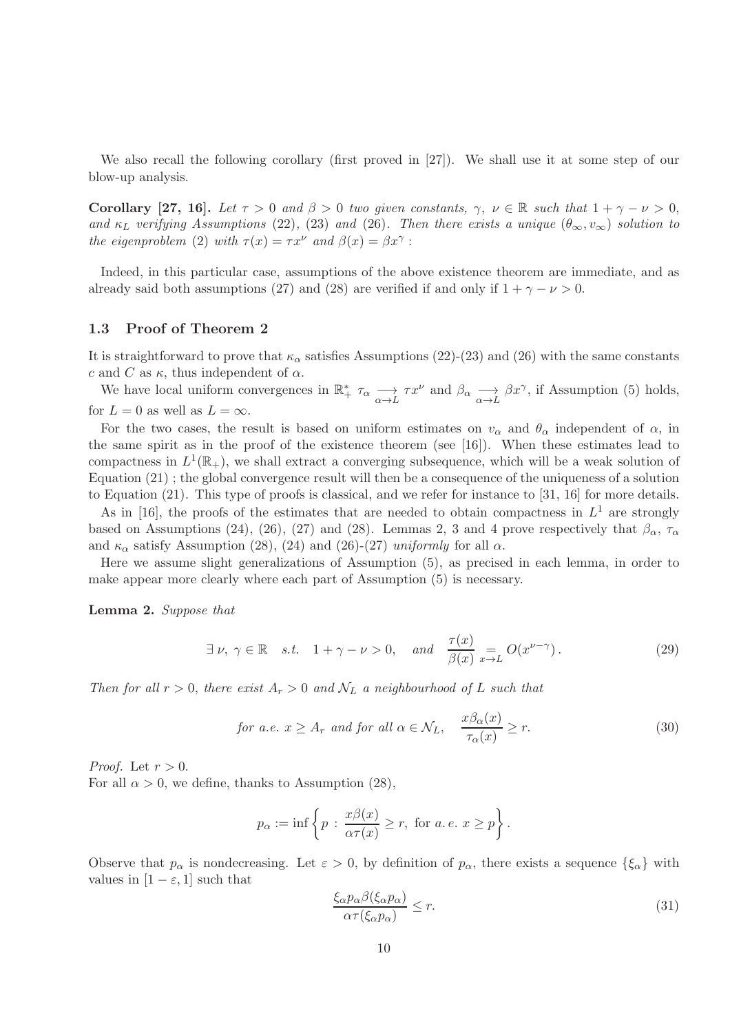We also recall the following corollary (first proved in [27]). We shall use it at some step of our blow-up analysis.

**Corollary [27, 16].** *Let $\tau > 0$ and $\beta > 0$ two given constants, $\gamma,\ \nu \in \mathbb{R}$ such that $1+\gamma-\nu > 0$, and $\kappa_L$ verifying Assumptions (22), (23) and (26). Then there exists a unique $(\theta_\infty, v_\infty)$ solution to the eigenproblem (2) with $\tau(x) = \tau x^\nu$ and $\beta(x) = \beta x^\gamma$ :*

Indeed, in this particular case, assumptions of the above existence theorem are immediate, and as already said both assumptions (27) and (28) are verified if and only if $1+\gamma-\nu > 0$.

### 1.3 Proof of Theorem 2

It is straightforward to prove that $\kappa_\alpha$ satisfies Assumptions (22)-(23) and (26) with the same constants $c$ and $C$ as $\kappa$, thus independent of $\alpha$.

We have local uniform convergences in $\mathbb{R}_+^*$ $\tau_\alpha \underset{\alpha\to L}{\longrightarrow} \tau x^\nu$ and $\beta_\alpha \underset{\alpha\to L}{\longrightarrow} \beta x^\gamma$, if Assumption (5) holds, for $L=0$ as well as $L=\infty$.

For the two cases, the result is based on uniform estimates on $v_\alpha$ and $\theta_\alpha$ independent of $\alpha$, in the same spirit as in the proof of the existence theorem (see [16]). When these estimates lead to compactness in $L^1(\mathbb{R}_+)$, we shall extract a converging subsequence, which will be a weak solution of Equation (21) ; the global convergence result will then be a consequence of the uniqueness of a solution to Equation (21). This type of proofs is classical, and we refer for instance to [31, 16] for more details.

As in [16], the proofs of the estimates that are needed to obtain compactness in $L^1$ are strongly based on Assumptions (24), (26), (27) and (28). Lemmas 2, 3 and 4 prove respectively that $\beta_\alpha$, $\tau_\alpha$ and $\kappa_\alpha$ satisfy Assumption (28), (24) and (26)-(27) *uniformly* for all $\alpha$.

Here we assume slight generalizations of Assumption (5), as precised in each lemma, in order to make appear more clearly where each part of Assumption (5) is necessary.

**Lemma 2.** *Suppose that*

$$\exists\ \nu,\ \gamma \in \mathbb{R} \quad s.t. \quad 1+\gamma-\nu > 0, \quad \text{and} \quad \frac{\tau(x)}{\beta(x)} \underset{x\to L}{=} O(x^{\nu-\gamma}). \tag{29}$$

*Then for all $r>0$, there exist $A_r > 0$ and $\mathcal{N}_L$ a neighbourhood of $L$ such that*

$$\text{for a.e. } x \geq A_r \text{ and for all } \alpha \in \mathcal{N}_L, \quad \frac{x\beta_\alpha(x)}{\tau_\alpha(x)} \geq r. \tag{30}$$

*Proof.* Let $r>0$.
For all $\alpha > 0$, we define, thanks to Assumption (28),

$$p_\alpha := \inf\left\{ p \,:\, \frac{x\beta(x)}{\alpha\tau(x)} \geq r, \text{ for } a.\,e.\ x \geq p \right\}.$$

Observe that $p_\alpha$ is nondecreasing. Let $\varepsilon > 0$, by definition of $p_\alpha$, there exists a sequence $\{\xi_\alpha\}$ with values in $[1-\varepsilon, 1]$ such that

$$\frac{\xi_\alpha p_\alpha \beta(\xi_\alpha p_\alpha)}{\alpha \tau(\xi_\alpha p_\alpha)} \leq r. \tag{31}$$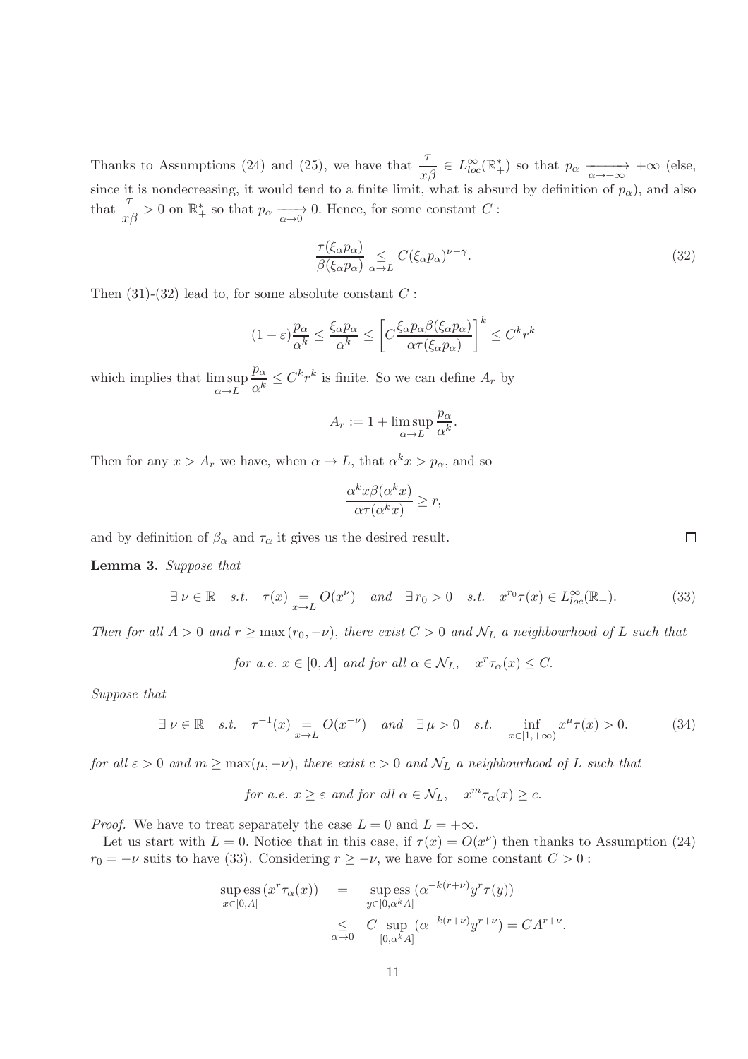Thanks to Assumptions (24) and (25), we have that $\dfrac{\tau}{x\beta} \in L^\infty_{loc}(\mathbb{R}_+^*)$ so that $p_\alpha \xrightarrow[\alpha\to+\infty]{} +\infty$ (else, since it is nondecreasing, it would tend to a finite limit, what is absurd by definition of $p_\alpha$), and also that $\dfrac{\tau}{x\beta} > 0$ on $\mathbb{R}_+^*$ so that $p_\alpha \xrightarrow[\alpha\to 0]{} 0$. Hence, for some constant $C$ :

$$\frac{\tau(\xi_\alpha p_\alpha)}{\beta(\xi_\alpha p_\alpha)} \underset{\alpha\to L}{\leq} C(\xi_\alpha p_\alpha)^{\nu-\gamma}. \tag{32}$$

Then (31)-(32) lead to, for some absolute constant $C$ :

$$(1-\varepsilon)\frac{p_\alpha}{\alpha^k} \leq \frac{\xi_\alpha p_\alpha}{\alpha^k} \leq \left[C\frac{\xi_\alpha p_\alpha \beta(\xi_\alpha p_\alpha)}{\alpha\tau(\xi_\alpha p_\alpha)}\right]^k \leq C^k r^k$$

which implies that $\limsup\limits_{\alpha\to L} \dfrac{p_\alpha}{\alpha^k} \leq C^k r^k$ is finite. So we can define $A_r$ by

$$A_r := 1 + \limsup_{\alpha\to L}\frac{p_\alpha}{\alpha^k}.$$

Then for any $x > A_r$ we have, when $\alpha \to L$, that $\alpha^k x > p_\alpha$, and so

$$\frac{\alpha^k x\beta(\alpha^k x)}{\alpha\tau(\alpha^k x)} \geq r,$$

and by definition of $\beta_\alpha$ and $\tau_\alpha$ it gives us the desired result. $\square$

**Lemma 3.** *Suppose that*

$$\exists\, \nu\in\mathbb{R} \quad s.t. \quad \tau(x) \underset{x\to L}{=} O(x^\nu) \quad and \quad \exists\, r_0 > 0 \quad s.t. \quad x^{r_0}\tau(x) \in L^\infty_{loc}(\mathbb{R}_+). \tag{33}$$

*Then for all $A > 0$ and $r \geq \max(r_0, -\nu)$, there exist $C > 0$ and $\mathcal{N}_L$ a neighbourhood of $L$ such that*

$$\textit{for a.e. } x\in[0,A] \textit{ and for all } \alpha\in\mathcal{N}_L, \quad x^r\tau_\alpha(x) \leq C.$$

*Suppose that*

$$\exists\, \nu\in\mathbb{R} \quad s.t. \quad \tau^{-1}(x) \underset{x\to L}{=} O(x^{-\nu}) \quad and \quad \exists\, \mu > 0 \quad s.t. \quad \inf_{x\in[1,+\infty)} x^\mu\tau(x) > 0. \tag{34}$$

*for all $\varepsilon > 0$ and $m \geq \max(\mu, -\nu)$, there exist $c > 0$ and $\mathcal{N}_L$ a neighbourhood of $L$ such that*

$$\textit{for a.e. } x \geq \varepsilon \textit{ and for all } \alpha\in\mathcal{N}_L, \quad x^m\tau_\alpha(x) \geq c.$$

*Proof.* We have to treat separately the case $L = 0$ and $L = +\infty$.

Let us start with $L = 0$. Notice that in this case, if $\tau(x) = O(x^\nu)$ then thanks to Assumption (24) $r_0 = -\nu$ suits to have (33). Considering $r \geq -\nu$, we have for some constant $C > 0$ :

$$\begin{aligned}
\operatorname*{sup\,ess}_{x\in[0,A]}(x^r\tau_\alpha(x)) &= \operatorname*{sup\,ess}_{y\in[0,\alpha^k A]}(\alpha^{-k(r+\nu)}y^r\tau(y)) \\
&\underset{\alpha\to 0}{\leq} C\sup_{[0,\alpha^k A]}(\alpha^{-k(r+\nu)}y^{r+\nu}) = CA^{r+\nu}.
\end{aligned}$$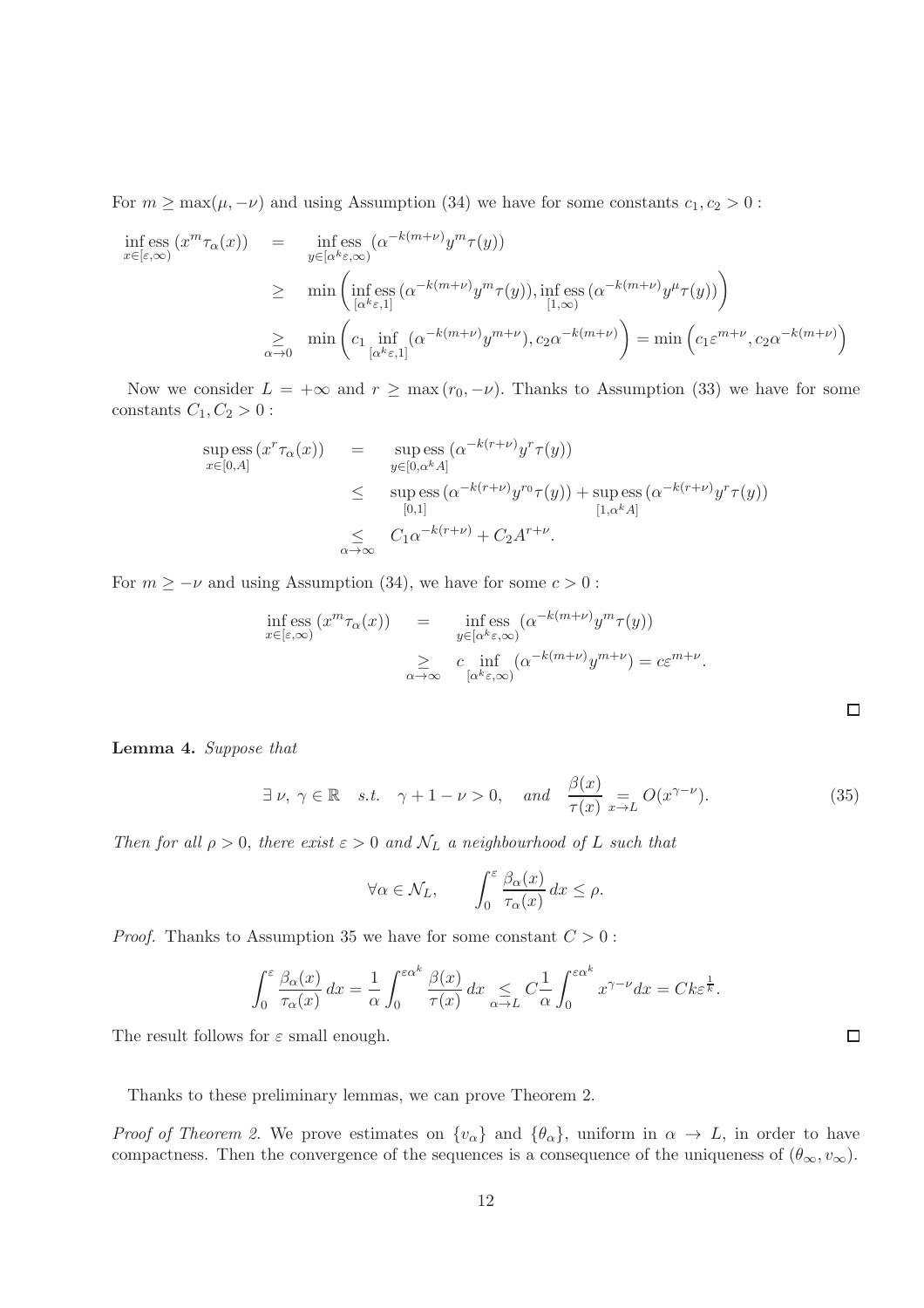For $m \geq \max(\mu, -\nu)$ and using Assumption (34) we have for some constants $c_1, c_2 > 0$ :

$$
\begin{aligned}
\operatorname*{inf\,ess}_{x\in[\varepsilon,\infty)} (x^m \tau_\alpha(x)) &= \operatorname*{inf\,ess}_{y\in[\alpha^k\varepsilon,\infty)} (\alpha^{-k(m+\nu)} y^m \tau(y)) \\
&\geq \min\left( \operatorname*{inf\,ess}_{[\alpha^k\varepsilon,1]} (\alpha^{-k(m+\nu)} y^m \tau(y)), \operatorname*{inf\,ess}_{[1,\infty)} (\alpha^{-k(m+\nu)} y^\mu \tau(y)) \right) \\
&\underset{\alpha\to 0}{\geq} \min\left( c_1 \inf_{[\alpha^k\varepsilon,1]} (\alpha^{-k(m+\nu)} y^{m+\nu}), c_2 \alpha^{-k(m+\nu)} \right) = \min\left( c_1 \varepsilon^{m+\nu}, c_2 \alpha^{-k(m+\nu)} \right)
\end{aligned}
$$

Now we consider $L = +\infty$ and $r \geq \max(r_0, -\nu)$. Thanks to Assumption (33) we have for some constants $C_1, C_2 > 0$ :

$$
\begin{aligned}
\operatorname*{sup\,ess}_{x\in[0,A]} (x^r \tau_\alpha(x)) &= \operatorname*{sup\,ess}_{y\in[0,\alpha^k A]} (\alpha^{-k(r+\nu)} y^r \tau(y)) \\
&\leq \operatorname*{sup\,ess}_{[0,1]} (\alpha^{-k(r+\nu)} y^{r_0} \tau(y)) + \operatorname*{sup\,ess}_{[1,\alpha^k A]} (\alpha^{-k(r+\nu)} y^r \tau(y)) \\
&\underset{\alpha\to\infty}{\leq} C_1 \alpha^{-k(r+\nu)} + C_2 A^{r+\nu}.
\end{aligned}
$$

For $m \geq -\nu$ and using Assumption (34), we have for some $c > 0$ :

$$
\begin{aligned}
\operatorname*{inf\,ess}_{x\in[\varepsilon,\infty)} (x^m \tau_\alpha(x)) &= \operatorname*{inf\,ess}_{y\in[\alpha^k\varepsilon,\infty)} (\alpha^{-k(m+\nu)} y^m \tau(y)) \\
&\underset{\alpha\to\infty}{\geq} c \inf_{[\alpha^k\varepsilon,\infty)} (\alpha^{-k(m+\nu)} y^{m+\nu}) = c\varepsilon^{m+\nu}.
\end{aligned}
$$

□

**Lemma 4.** *Suppose that*

$$
\exists\, \nu,\ \gamma \in \mathbb{R} \quad s.t. \quad \gamma + 1 - \nu > 0, \quad and \quad \frac{\beta(x)}{\tau(x)} \underset{x\to L}{=} O(x^{\gamma-\nu}). \tag{35}
$$

*Then for all $\rho > 0$, there exist $\varepsilon > 0$ and $\mathcal{N}_L$ a neighbourhood of $L$ such that*

$$
\forall \alpha \in \mathcal{N}_L, \qquad \int_0^\varepsilon \frac{\beta_\alpha(x)}{\tau_\alpha(x)}\, dx \leq \rho.
$$

*Proof.* Thanks to Assumption 35 we have for some constant $C > 0$ :

$$
\int_0^\varepsilon \frac{\beta_\alpha(x)}{\tau_\alpha(x)}\, dx = \frac{1}{\alpha} \int_0^{\varepsilon\alpha^k} \frac{\beta(x)}{\tau(x)}\, dx \underset{\alpha\to L}{\leq} C \frac{1}{\alpha} \int_0^{\varepsilon\alpha^k} x^{\gamma-\nu} dx = Ck\varepsilon^{\frac{1}{k}}.
$$

The result follows for $\varepsilon$ small enough. □

Thanks to these preliminary lemmas, we can prove Theorem 2.

*Proof of Theorem 2.* We prove estimates on $\{v_\alpha\}$ and $\{\theta_\alpha\}$, uniform in $\alpha \to L$, in order to have compactness. Then the convergence of the sequences is a consequence of the uniqueness of $(\theta_\infty, v_\infty)$.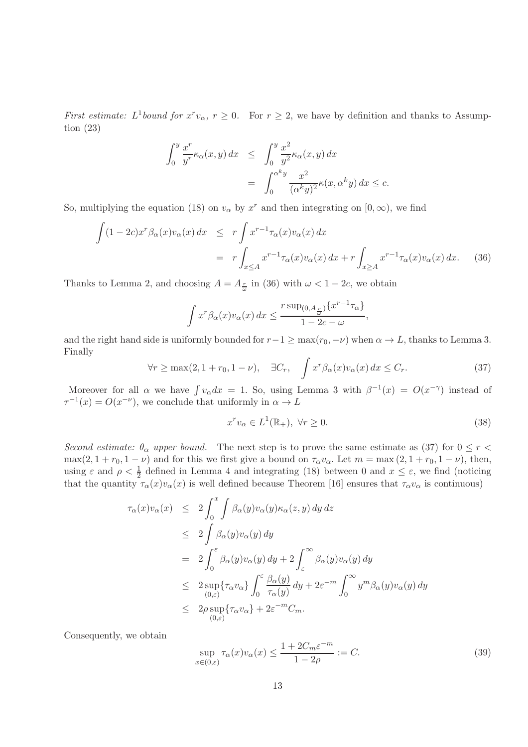*First estimate: $L^1$bound for $x^r v_\alpha$, $r \geq 0$.* For $r \geq 2$, we have by definition and thanks to Assumption (23)

$$
\begin{aligned}
\int_0^y \frac{x^r}{y^r} \kappa_\alpha(x,y)\,dx &\leq \int_0^y \frac{x^2}{y^2} \kappa_\alpha(x,y)\,dx \\
&= \int_0^{\alpha^k y} \frac{x^2}{(\alpha^k y)^2} \kappa(x, \alpha^k y)\,dx \leq c.
\end{aligned}
$$

So, multiplying the equation (18) on $v_\alpha$ by $x^r$ and then integrating on $[0,\infty)$, we find

$$
\begin{aligned}
\int (1-2c) x^r \beta_\alpha(x) v_\alpha(x)\,dx &\leq r \int x^{r-1} \tau_\alpha(x) v_\alpha(x)\,dx \\
&= r \int_{x \leq A} x^{r-1} \tau_\alpha(x) v_\alpha(x)\,dx + r \int_{x \geq A} x^{r-1} \tau_\alpha(x) v_\alpha(x)\,dx. \qquad (36)
\end{aligned}
$$

Thanks to Lemma 2, and choosing $A = A_{\frac{r}{\omega}}$ in (36) with $\omega < 1 - 2c$, we obtain

$$
\int x^r \beta_\alpha(x) v_\alpha(x)\,dx \leq \frac{r \sup_{(0, A_{\frac{r}{\omega}})} \{x^{r-1} \tau_\alpha\}}{1 - 2c - \omega},
$$

and the right hand side is uniformly bounded for $r - 1 \geq \max(r_0, -\nu)$ when $\alpha \to L$, thanks to Lemma 3. Finally

$$
\forall r \geq \max(2, 1 + r_0, 1 - \nu), \quad \exists C_r, \quad \int x^r \beta_\alpha(x) v_\alpha(x)\,dx \leq C_r. \tag{37}
$$

Moreover for all $\alpha$ we have $\int v_\alpha dx = 1$. So, using Lemma 3 with $\beta^{-1}(x) = O(x^{-\gamma})$ instead of $\tau^{-1}(x) = O(x^{-\nu})$, we conclude that uniformly in $\alpha \to L$

$$
x^r v_\alpha \in L^1(\mathbb{R}_+), \ \forall r \geq 0. \tag{38}
$$

*Second estimate: $\theta_\alpha$ upper bound.* The next step is to prove the same estimate as (37) for $0 \leq r < \max(2, 1 + r_0, 1 - \nu)$ and for this we first give a bound on $\tau_\alpha v_\alpha$. Let $m = \max(2, 1 + r_0, 1 - \nu)$, then, using $\varepsilon$ and $\rho < \frac{1}{2}$ defined in Lemma 4 and integrating (18) between 0 and $x \leq \varepsilon$, we find (noticing that the quantity $\tau_\alpha(x) v_\alpha(x)$ is well defined because Theorem [16] ensures that $\tau_\alpha v_\alpha$ is continuous)

$$
\begin{aligned}
\tau_\alpha(x) v_\alpha(x) &\leq 2 \int_0^x \int \beta_\alpha(y) v_\alpha(y) \kappa_\alpha(z,y)\,dy\,dz \\
&\leq 2 \int \beta_\alpha(y) v_\alpha(y)\,dy \\
&= 2 \int_0^\varepsilon \beta_\alpha(y) v_\alpha(y)\,dy + 2 \int_\varepsilon^\infty \beta_\alpha(y) v_\alpha(y)\,dy \\
&\leq 2 \sup_{(0,\varepsilon)} \{\tau_\alpha v_\alpha\} \int_0^\varepsilon \frac{\beta_\alpha(y)}{\tau_\alpha(y)}\,dy + 2\varepsilon^{-m} \int_0^\infty y^m \beta_\alpha(y) v_\alpha(y)\,dy \\
&\leq 2\rho \sup_{(0,\varepsilon)} \{\tau_\alpha v_\alpha\} + 2\varepsilon^{-m} C_m.
\end{aligned}
$$

Consequently, we obtain

$$
\sup_{x \in (0,\varepsilon)} \tau_\alpha(x) v_\alpha(x) \leq \frac{1 + 2C_m \varepsilon^{-m}}{1 - 2\rho} := C. \tag{39}
$$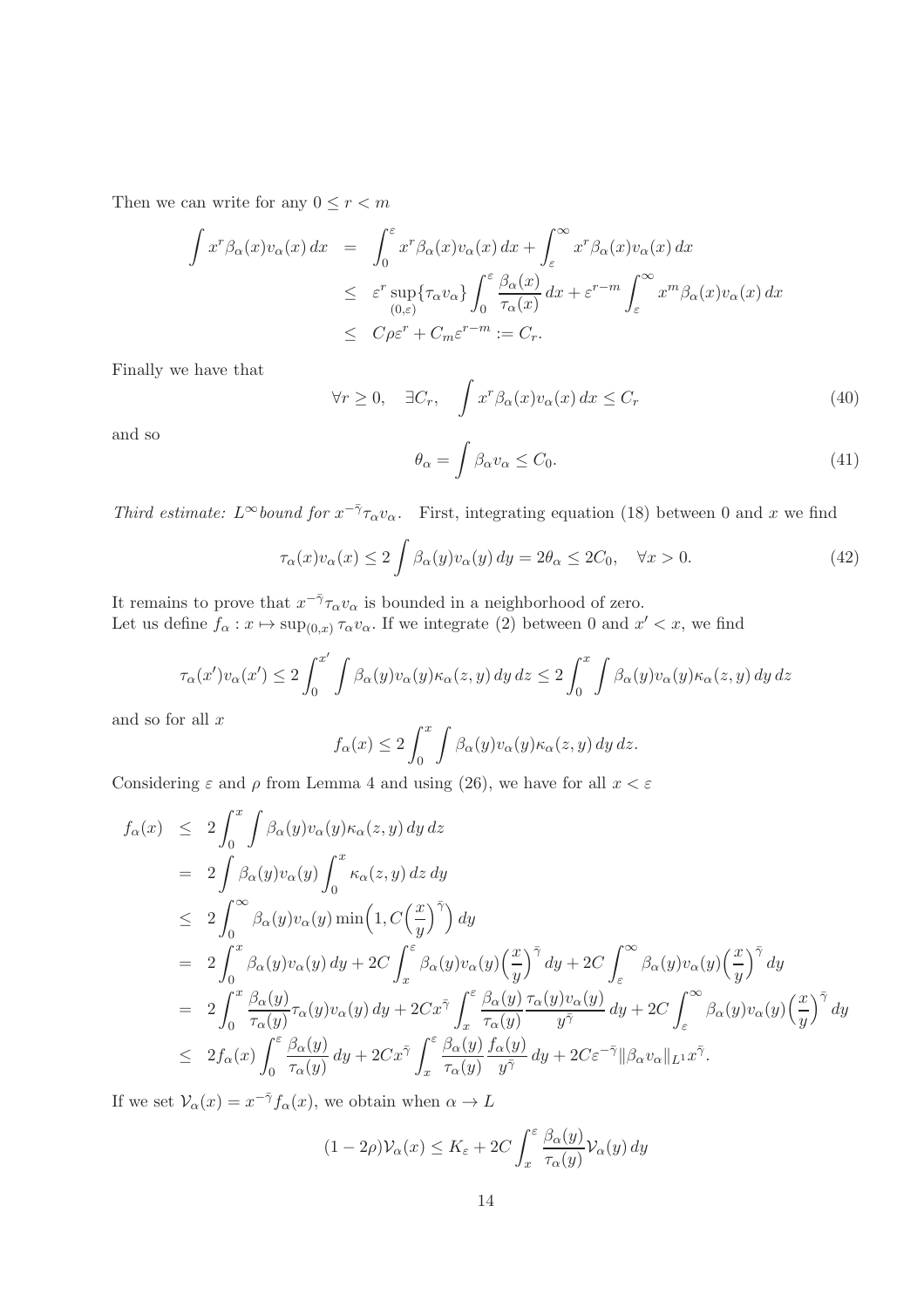Then we can write for any $0 \leq r < m$

$$
\begin{aligned}
\int x^r \beta_\alpha(x) v_\alpha(x)\,dx &= \int_0^\varepsilon x^r \beta_\alpha(x) v_\alpha(x)\,dx + \int_\varepsilon^\infty x^r \beta_\alpha(x) v_\alpha(x)\,dx \\
&\leq \varepsilon^r \sup_{(0,\varepsilon)}\{\tau_\alpha v_\alpha\} \int_0^\varepsilon \frac{\beta_\alpha(x)}{\tau_\alpha(x)}\,dx + \varepsilon^{r-m}\int_\varepsilon^\infty x^m \beta_\alpha(x) v_\alpha(x)\,dx \\
&\leq C\rho\varepsilon^r + C_m \varepsilon^{r-m} := C_r.
\end{aligned}
$$

Finally we have that

$$
\forall r \geq 0, \quad \exists C_r, \quad \int x^r \beta_\alpha(x) v_\alpha(x)\,dx \leq C_r \tag{40}
$$

and so

$$
\theta_\alpha = \int \beta_\alpha v_\alpha \leq C_0. \tag{41}
$$

*Third estimate: $L^\infty$bound for $x^{-\bar{\gamma}}\tau_\alpha v_\alpha$.* First, integrating equation (18) between 0 and $x$ we find

$$
\tau_\alpha(x) v_\alpha(x) \leq 2\int \beta_\alpha(y) v_\alpha(y)\,dy = 2\theta_\alpha \leq 2C_0, \quad \forall x > 0. \tag{42}
$$

It remains to prove that $x^{-\bar{\gamma}}\tau_\alpha v_\alpha$ is bounded in a neighborhood of zero.
Let us define $f_\alpha : x \mapsto \sup_{(0,x)} \tau_\alpha v_\alpha$. If we integrate (2) between 0 and $x' < x$, we find

$$
\tau_\alpha(x') v_\alpha(x') \leq 2\int_0^{x'} \int \beta_\alpha(y) v_\alpha(y) \kappa_\alpha(z,y)\,dy\,dz \leq 2\int_0^x \int \beta_\alpha(y) v_\alpha(y)\kappa_\alpha(z,y)\,dy\,dz
$$

and so for all $x$

$$
f_\alpha(x) \leq 2\int_0^x \int \beta_\alpha(y) v_\alpha(y)\kappa_\alpha(z,y)\,dy\,dz.
$$

Considering $\varepsilon$ and $\rho$ from Lemma 4 and using (26), we have for all $x < \varepsilon$

$$
\begin{aligned}
f_\alpha(x) &\leq 2\int_0^x \int \beta_\alpha(y) v_\alpha(y)\kappa_\alpha(z,y)\,dy\,dz \\
&= 2\int \beta_\alpha(y) v_\alpha(y) \int_0^x \kappa_\alpha(z,y)\,dz\,dy \\
&\leq 2\int_0^\infty \beta_\alpha(y) v_\alpha(y) \min\Big(1, C\Big(\frac{x}{y}\Big)^{\bar{\gamma}}\Big)\,dy \\
&= 2\int_0^x \beta_\alpha(y) v_\alpha(y)\,dy + 2C\int_x^\varepsilon \beta_\alpha(y) v_\alpha(y)\Big(\frac{x}{y}\Big)^{\bar{\gamma}}\,dy + 2C\int_\varepsilon^\infty \beta_\alpha(y) v_\alpha(y)\Big(\frac{x}{y}\Big)^{\bar{\gamma}}\,dy \\
&= 2\int_0^x \frac{\beta_\alpha(y)}{\tau_\alpha(y)}\tau_\alpha(y) v_\alpha(y)\,dy + 2Cx^{\bar{\gamma}}\int_x^\varepsilon \frac{\beta_\alpha(y)}{\tau_\alpha(y)}\frac{\tau_\alpha(y) v_\alpha(y)}{y^{\bar{\gamma}}}\,dy + 2C\int_\varepsilon^\infty \beta_\alpha(y) v_\alpha(y)\Big(\frac{x}{y}\Big)^{\bar{\gamma}}\,dy \\
&\leq 2f_\alpha(x)\int_0^\varepsilon \frac{\beta_\alpha(y)}{\tau_\alpha(y)}\,dy + 2Cx^{\bar{\gamma}}\int_x^\varepsilon \frac{\beta_\alpha(y)}{\tau_\alpha(y)}\frac{f_\alpha(y)}{y^{\bar{\gamma}}}\,dy + 2C\varepsilon^{-\bar{\gamma}}\|\beta_\alpha v_\alpha\|_{L^1} x^{\bar{\gamma}}.
\end{aligned}
$$

If we set $\mathcal{V}_\alpha(x) = x^{-\bar{\gamma}} f_\alpha(x)$, we obtain when $\alpha \to L$

$$
(1 - 2\rho)\mathcal{V}_\alpha(x) \leq K_\varepsilon + 2C\int_x^\varepsilon \frac{\beta_\alpha(y)}{\tau_\alpha(y)}\mathcal{V}_\alpha(y)\,dy
$$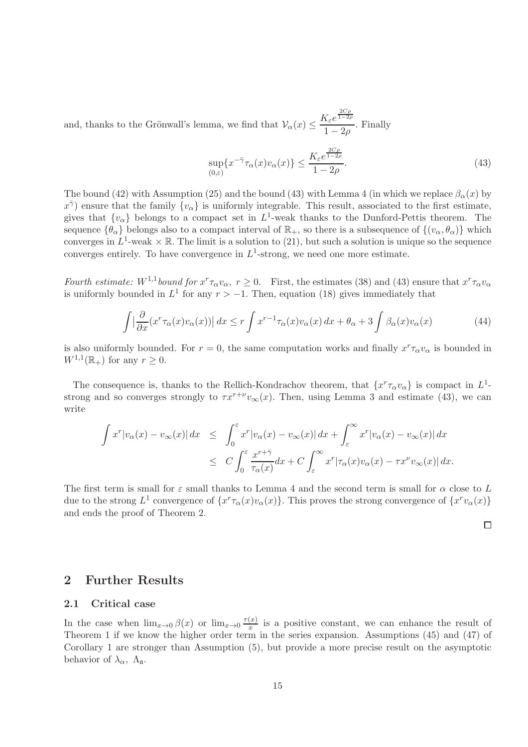and, thanks to the Grönwall's lemma, we find that $\mathcal{V}_\alpha(x) \leq \dfrac{K_\varepsilon e^{\frac{2C\rho}{1-2\rho}}}{1-2\rho}$. Finally

$$\sup_{(0,\varepsilon)}\{x^{-\bar{\gamma}}\tau_\alpha(x)v_\alpha(x)\} \leq \frac{K_\varepsilon e^{\frac{2C\rho}{1-2\rho}}}{1-2\rho}. \tag{43}$$

The bound (42) with Assumption (25) and the bound (43) with Lemma 4 (in which we replace $\beta_\alpha(x)$ by $x^{\bar{\gamma}}$) ensure that the family $\{v_\alpha\}$ is uniformly integrable. This result, associated to the first estimate, gives that $\{v_\alpha\}$ belongs to a compact set in $L^1$-weak thanks to the Dunford-Pettis theorem. The sequence $\{\theta_\alpha\}$ belongs also to a compact interval of $\mathbb{R}_+$, so there is a subsequence of $\{(v_\alpha, \theta_\alpha)\}$ which converges in $L^1$-weak $\times\, \mathbb{R}$. The limit is a solution to (21), but such a solution is unique so the sequence converges entirely. To have convergence in $L^1$-strong, we need one more estimate.

*Fourth estimate: $W^{1,1}$ bound for $x^r\tau_\alpha v_\alpha,\ r \geq 0$.* First, the estimates (38) and (43) ensure that $x^r\tau_\alpha v_\alpha$ is uniformly bounded in $L^1$ for any $r > -1$. Then, equation (18) gives immediately that

$$\int\Big|\frac{\partial}{\partial x}(x^r\tau_\alpha(x)v_\alpha(x))\Big|\,dx \leq r\int x^{r-1}\tau_\alpha(x)v_\alpha(x)\,dx + \theta_\alpha + 3\int\beta_\alpha(x)v_\alpha(x) \tag{44}$$

is also uniformly bounded. For $r = 0$, the same computation works and finally $x^r\tau_\alpha v_\alpha$ is bounded in $W^{1,1}(\mathbb{R}_+)$ for any $r \geq 0$.

The consequence is, thanks to the Rellich-Kondrachov theorem, that $\{x^r\tau_\alpha v_\alpha\}$ is compact in $L^1$-strong and so converges strongly to $\tau x^{r+\nu}v_\infty(x)$. Then, using Lemma 3 and estimate (43), we can write

$$\begin{aligned}\int x^r|v_\alpha(x) - v_\infty(x)|\,dx &\leq \int_0^\varepsilon x^r|v_\alpha(x)-v_\infty(x)|\,dx + \int_\varepsilon^\infty x^r|v_\alpha(x)-v_\infty(x)|\,dx \\ &\leq C\int_0^\varepsilon \frac{x^{r+\bar{\gamma}}}{\tau_\alpha(x)}dx + C\int_\varepsilon^\infty x^r|\tau_\alpha(x)v_\alpha(x) - \tau x^\nu v_\infty(x)|\,dx.\end{aligned}$$

The first term is small for $\varepsilon$ small thanks to Lemma 4 and the second term is small for $\alpha$ close to $L$ due to the strong $L^1$ convergence of $\{x^r\tau_\alpha(x)v_\alpha(x)\}$. This proves the strong convergence of $\{x^r v_\alpha(x)\}$ and ends the proof of Theorem 2.

□

## 2 Further Results

### 2.1 Critical case

In the case when $\lim_{x\to 0}\beta(x)$ or $\lim_{x\to 0}\frac{\tau(x)}{x}$ is a positive constant, we can enhance the result of Theorem 1 if we know the higher order term in the series expansion. Assumptions (45) and (47) of Corollary 1 are stronger than Assumption (5), but provide a more precise result on the asymptotic behavior of $\lambda_\alpha,\ \Lambda_{\mathfrak{a}}$.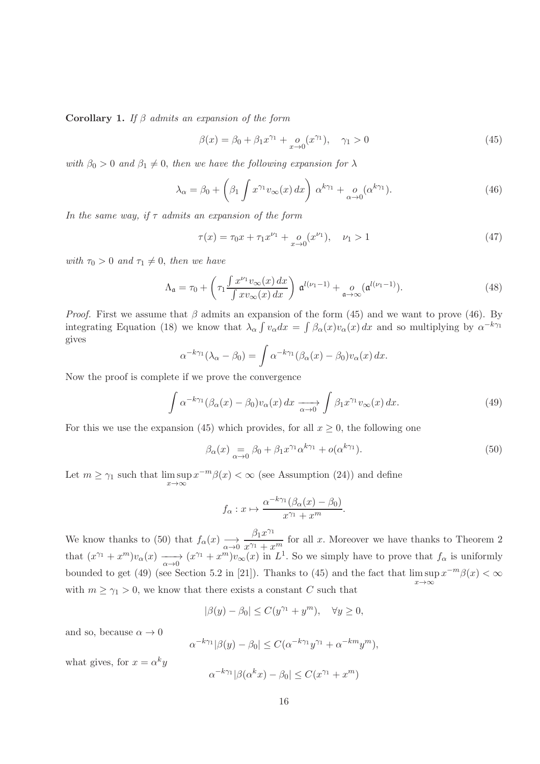**Corollary 1.** *If $\beta$ admits an expansion of the form*

$$\beta(x) = \beta_0 + \beta_1 x^{\gamma_1} + \underset{x\to 0}{o}(x^{\gamma_1}), \quad \gamma_1 > 0 \tag{45}$$

*with $\beta_0 > 0$ and $\beta_1 \neq 0$, then we have the following expansion for $\lambda$*

$$\lambda_\alpha = \beta_0 + \left(\beta_1 \int x^{\gamma_1} v_\infty(x)\,dx\right)\,\alpha^{k\gamma_1} + \underset{\alpha\to 0}{o}(\alpha^{k\gamma_1}). \tag{46}$$

*In the same way, if $\tau$ admits an expansion of the form*

$$\tau(x) = \tau_0 x + \tau_1 x^{\nu_1} + \underset{x\to 0}{o}(x^{\nu_1}), \quad \nu_1 > 1 \tag{47}$$

*with $\tau_0 > 0$ and $\tau_1 \neq 0$, then we have*

$$\Lambda_{\mathfrak{a}} = \tau_0 + \left(\tau_1 \frac{\int x^{\nu_1} v_\infty(x)\,dx}{\int x v_\infty(x)\,dx}\right)\,\mathfrak{a}^{l(\nu_1-1)} + \underset{\mathfrak{a}\to\infty}{o}(\mathfrak{a}^{l(\nu_1-1)}). \tag{48}$$

*Proof.* First we assume that $\beta$ admits an expansion of the form (45) and we want to prove (46). By integrating Equation (18) we know that $\lambda_\alpha \int v_\alpha dx = \int \beta_\alpha(x) v_\alpha(x)\,dx$ and so multiplying by $\alpha^{-k\gamma_1}$ gives

$$\alpha^{-k\gamma_1}(\lambda_\alpha - \beta_0) = \int \alpha^{-k\gamma_1}(\beta_\alpha(x) - \beta_0) v_\alpha(x)\,dx.$$

Now the proof is complete if we prove the convergence

$$\int \alpha^{-k\gamma_1}(\beta_\alpha(x) - \beta_0) v_\alpha(x)\,dx \xrightarrow[\alpha\to 0]{} \int \beta_1 x^{\gamma_1} v_\infty(x)\,dx. \tag{49}$$

For this we use the expansion (45) which provides, for all $x \geq 0$, the following one

$$\beta_\alpha(x) \underset{\alpha\to 0}{=} \beta_0 + \beta_1 x^{\gamma_1}\alpha^{k\gamma_1} + o(\alpha^{k\gamma_1}). \tag{50}$$

Let $m \geq \gamma_1$ such that $\limsup\limits_{x\to\infty} x^{-m}\beta(x) < \infty$ (see Assumption (24)) and define

$$f_\alpha : x \mapsto \frac{\alpha^{-k\gamma_1}(\beta_\alpha(x) - \beta_0)}{x^{\gamma_1} + x^m}.$$

We know thanks to (50) that $f_\alpha(x) \underset{\alpha\to 0}{\longrightarrow} \dfrac{\beta_1 x^{\gamma_1}}{x^{\gamma_1} + x^m}$ for all $x$. Moreover we have thanks to Theorem 2 that $(x^{\gamma_1} + x^m)v_\alpha(x) \xrightarrow[\alpha\to 0]{} (x^{\gamma_1} + x^m)v_\infty(x)$ in $L^1$. So we simply have to prove that $f_\alpha$ is uniformly bounded to get (49) (see Section 5.2 in [21]). Thanks to (45) and the fact that $\limsup\limits_{x\to\infty} x^{-m}\beta(x) < \infty$ with $m \geq \gamma_1 > 0$, we know that there exists a constant $C$ such that

$$|\beta(y) - \beta_0| \leq C(y^{\gamma_1} + y^m), \quad \forall y \geq 0,$$

and so, because $\alpha \to 0$

$$\alpha^{-k\gamma_1}|\beta(y) - \beta_0| \leq C(\alpha^{-k\gamma_1} y^{\gamma_1} + \alpha^{-km} y^m),$$

what gives, for $x = \alpha^k y$

$$\alpha^{-k\gamma_1}|\beta(\alpha^k x) - \beta_0| \leq C(x^{\gamma_1} + x^m)$$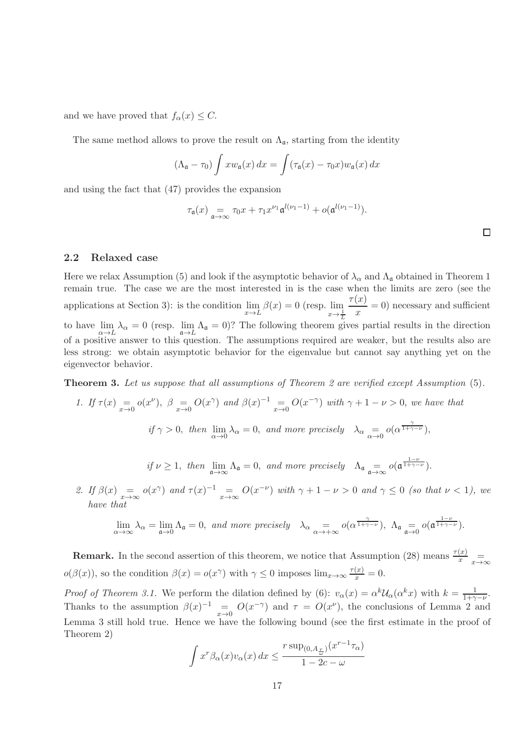and we have proved that $f_\alpha(x) \leq C$.

The same method allows to prove the result on $\Lambda_{\mathfrak{a}}$, starting from the identity

$$(\Lambda_{\mathfrak{a}} - \tau_0) \int x w_{\mathfrak{a}}(x)\, dx = \int (\tau_{\mathfrak{a}}(x) - \tau_0 x) w_{\mathfrak{a}}(x)\, dx$$

and using the fact that (47) provides the expansion

$$\tau_{\mathfrak{a}}(x) \underset{\mathfrak{a}\to\infty}{=} \tau_0 x + \tau_1 x^{\nu_1} \mathfrak{a}^{l(\nu_1 - 1)} + o(\mathfrak{a}^{l(\nu_1-1)}).$$

$\square$

### 2.2 Relaxed case

Here we relax Assumption (5) and look if the asymptotic behavior of $\lambda_\alpha$ and $\Lambda_{\mathfrak{a}}$ obtained in Theorem 1 remain true. The case we are the most interested in is the case when the limits are zero (see the applications at Section 3): is the condition $\lim\limits_{x\to L} \beta(x) = 0$ (resp. $\lim\limits_{x\to \frac{1}{L}} \dfrac{\tau(x)}{x} = 0$) necessary and sufficient to have $\lim\limits_{\alpha\to L} \lambda_\alpha = 0$ (resp. $\lim\limits_{\mathfrak{a}\to L} \Lambda_{\mathfrak{a}} = 0$)? The following theorem gives partial results in the direction of a positive answer to this question. The assumptions required are weaker, but the results also are less strong: we obtain asymptotic behavior for the eigenvalue but cannot say anything yet on the eigenvector behavior.

**Theorem 3.** *Let us suppose that all assumptions of Theorem 2 are verified except Assumption* (5)*.*

1. *If* $\tau(x) \underset{x\to 0}{=} o(x^\nu)$, $\beta \underset{x\to 0}{=} O(x^\gamma)$ *and* $\beta(x)^{-1} \underset{x\to 0}{=} O(x^{-\gamma})$ *with* $\gamma + 1 - \nu > 0$, *we have that*

$$\text{if } \gamma > 0, \text{ then } \lim_{\alpha\to 0} \lambda_\alpha = 0, \text{ and more precisely } \quad \lambda_\alpha \underset{\alpha\to 0}{=} o(\alpha^{\frac{\gamma}{1+\gamma-\nu}}),$$

$$\text{if } \nu \geq 1, \text{ then } \lim_{\mathfrak{a}\to\infty} \Lambda_{\mathfrak{a}} = 0, \text{ and more precisely } \quad \Lambda_{\mathfrak{a}} \underset{\mathfrak{a}\to\infty}{=} o(\mathfrak{a}^{\frac{1-\nu}{1+\gamma-\nu}}).$$

2. *If* $\beta(x) \underset{x\to\infty}{=} o(x^\gamma)$ *and* $\tau(x)^{-1} \underset{x\to\infty}{=} O(x^{-\nu})$ *with* $\gamma + 1 - \nu > 0$ *and* $\gamma \leq 0$ *(so that* $\nu < 1$*), we have that*

$$\lim_{\alpha\to\infty} \lambda_\alpha = \lim_{\mathfrak{a}\to 0} \Lambda_{\mathfrak{a}} = 0, \text{ and more precisely } \quad \lambda_\alpha \underset{\alpha\to+\infty}{=} o(\alpha^{\frac{\gamma}{1+\gamma-\nu}}),\ \Lambda_{\mathfrak{a}} \underset{\mathfrak{a}\to 0}{=} o(\mathfrak{a}^{\frac{1-\nu}{1+\gamma-\nu}}).$$

**Remark.** In the second assertion of this theorem, we notice that Assumption (28) means $\frac{\tau(x)}{x} \underset{x\to\infty}{=} o(\beta(x))$, so the condition $\beta(x) = o(x^\gamma)$ with $\gamma \leq 0$ imposes $\lim_{x\to\infty} \frac{\tau(x)}{x} = 0$.

*Proof of Theorem 3.1.* We perform the dilation defined by (6): $v_\alpha(x) = \alpha^k \mathcal{U}_\alpha(\alpha^k x)$ with $k = \frac{1}{1+\gamma-\nu}$. Thanks to the assumption $\beta(x)^{-1} \underset{x\to 0}{=} O(x^{-\gamma})$ and $\tau = O(x^\nu)$, the conclusions of Lemma 2 and Lemma 3 still hold true. Hence we have the following bound (see the first estimate in the proof of Theorem 2)

$$\int x^r \beta_\alpha(x) v_\alpha(x)\, dx \leq \frac{r \sup_{(0, A_{\frac{r}{\omega}})}(x^{r-1}\tau_\alpha)}{1 - 2c - \omega}$$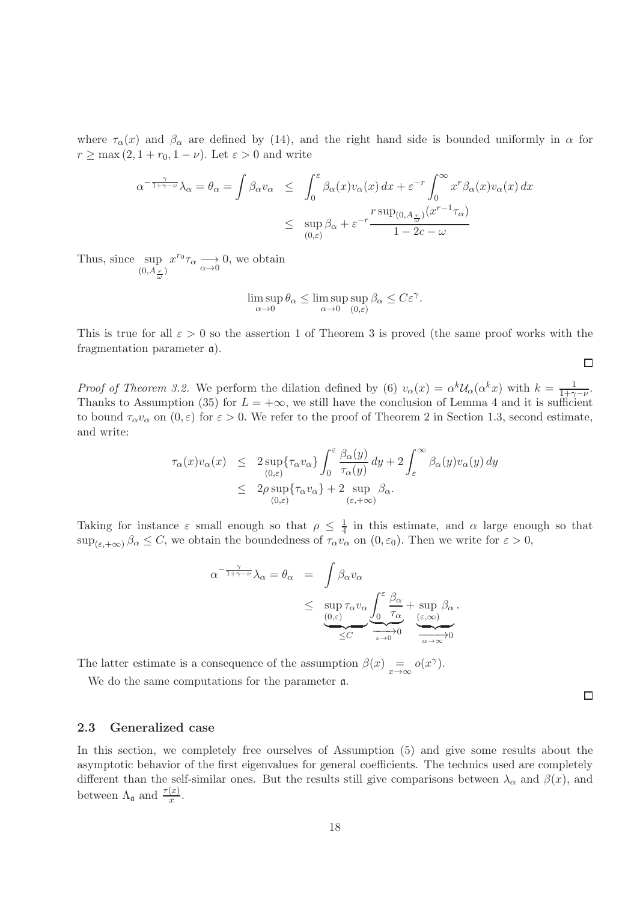where $\tau_\alpha(x)$ and $\beta_\alpha$ are defined by (14), and the right hand side is bounded uniformly in $\alpha$ for $r \geq \max(2, 1 + r_0, 1 - \nu)$. Let $\varepsilon > 0$ and write

$$
\begin{aligned}
\alpha^{-\frac{\gamma}{1+\gamma-\nu}}\lambda_\alpha = \theta_\alpha = \int \beta_\alpha v_\alpha &\leq \int_0^\varepsilon \beta_\alpha(x) v_\alpha(x)\,dx + \varepsilon^{-r}\int_0^\infty x^r \beta_\alpha(x) v_\alpha(x)\,dx \\
&\leq \sup_{(0,\varepsilon)} \beta_\alpha + \varepsilon^{-r}\frac{r\sup_{(0,A_{\frac{r}{\omega}})}(x^{r-1}\tau_\alpha)}{1-2c-\omega}
\end{aligned}
$$

Thus, since $\sup\limits_{(0,A_{\frac{r}{\omega}})} x^{r_0}\tau_\alpha \underset{\alpha\to 0}{\longrightarrow} 0$, we obtain

$$
\limsup_{\alpha\to 0} \theta_\alpha \leq \limsup_{\alpha\to 0}\sup_{(0,\varepsilon)} \beta_\alpha \leq C\varepsilon^\gamma.
$$

This is true for all $\varepsilon > 0$ so the assertion 1 of Theorem 3 is proved (the same proof works with the fragmentation parameter $\mathfrak{a}$).

$\square$

*Proof of Theorem 3.2.* We perform the dilation defined by (6) $v_\alpha(x) = \alpha^k \mathcal{U}_\alpha(\alpha^k x)$ with $k = \frac{1}{1+\gamma-\nu}$. Thanks to Assumption (35) for $L = +\infty$, we still have the conclusion of Lemma 4 and it is sufficient to bound $\tau_\alpha v_\alpha$ on $(0,\varepsilon)$ for $\varepsilon > 0$. We refer to the proof of Theorem 2 in Section 1.3, second estimate, and write:

$$
\begin{aligned}
\tau_\alpha(x) v_\alpha(x) &\leq 2\sup_{(0,\varepsilon)}\{\tau_\alpha v_\alpha\}\int_0^\varepsilon \frac{\beta_\alpha(y)}{\tau_\alpha(y)}\,dy + 2\int_\varepsilon^\infty \beta_\alpha(y) v_\alpha(y)\,dy \\
&\leq 2\rho\sup_{(0,\varepsilon)}\{\tau_\alpha v_\alpha\} + 2\sup_{(\varepsilon,+\infty)}\beta_\alpha.
\end{aligned}
$$

Taking for instance $\varepsilon$ small enough so that $\rho \leq \frac{1}{4}$ in this estimate, and $\alpha$ large enough so that $\sup_{(\varepsilon,+\infty)}\beta_\alpha \leq C$, we obtain the boundedness of $\tau_\alpha v_\alpha$ on $(0,\varepsilon_0)$. Then we write for $\varepsilon > 0$,

$$
\begin{aligned}
\alpha^{-\frac{\gamma}{1+\gamma-\nu}}\lambda_\alpha = \theta_\alpha &= \int \beta_\alpha v_\alpha \\
&\leq \underbrace{\sup_{(0,\varepsilon)}\tau_\alpha v_\alpha}_{\leq C}\underbrace{\int_0^\varepsilon \frac{\beta_\alpha}{\tau_\alpha}}_{\underset{\varepsilon\to 0}{\longrightarrow} 0} + \underbrace{\sup_{(\varepsilon,\infty)}\beta_\alpha}_{\underset{\alpha\to\infty}{\longrightarrow} 0}.
\end{aligned}
$$

The latter estimate is a consequence of the assumption $\beta(x) \underset{x\to\infty}{=} o(x^\gamma)$.

We do the same computations for the parameter $\mathfrak{a}$.

$\square$

### 2.3 Generalized case

In this section, we completely free ourselves of Assumption (5) and give some results about the asymptotic behavior of the first eigenvalues for general coefficients. The technics used are completely different than the self-similar ones. But the results still give comparisons between $\lambda_\alpha$ and $\beta(x)$, and between $\Lambda_{\mathfrak{a}}$ and $\frac{\tau(x)}{x}$.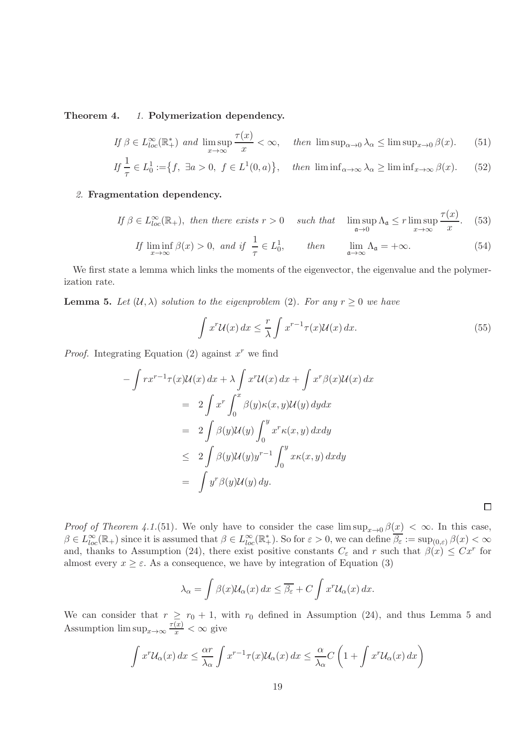**Theorem 4.** *1.* **Polymerization dependency.**

$$\text{If } \beta \in L^\infty_{loc}(\mathbb{R}_+^*) \text{ and } \limsup_{x\to\infty} \frac{\tau(x)}{x} < \infty, \quad \text{then } \limsup_{\alpha\to 0} \lambda_\alpha \le \limsup_{x\to 0} \beta(x). \tag{51}$$

$$\text{If } \frac{1}{\tau} \in L^1_0 := \big\{f,\ \exists a>0,\ f\in L^1(0,a)\big\}, \quad \text{then } \liminf_{\alpha\to\infty} \lambda_\alpha \ge \liminf_{x\to\infty} \beta(x). \tag{52}$$

*2.* **Fragmentation dependency.**

$$\text{If } \beta \in L^\infty_{loc}(\mathbb{R}_+), \text{ then there exists } r>0 \quad \text{such that} \quad \limsup_{\mathfrak{a}\to 0} \Lambda_{\mathfrak{a}} \le r \limsup_{x\to\infty} \frac{\tau(x)}{x}. \tag{53}$$

$$\text{If } \liminf_{x\to\infty} \beta(x) > 0, \text{ and if } \frac{1}{\tau} \in L^1_0, \qquad \text{then} \qquad \lim_{\mathfrak{a}\to\infty} \Lambda_{\mathfrak{a}} = +\infty. \tag{54}$$

We first state a lemma which links the moments of the eigenvector, the eigenvalue and the polymerization rate.

**Lemma 5.** *Let $(\mathcal{U}, \lambda)$ solution to the eigenproblem (2). For any $r \ge 0$ we have*

$$\int x^r \mathcal{U}(x)\,dx \le \frac{r}{\lambda} \int x^{r-1}\tau(x)\mathcal{U}(x)\,dx. \tag{55}$$

*Proof.* Integrating Equation (2) against $x^r$ we find

$$\begin{aligned}
-\int r x^{r-1}\tau(x)\mathcal{U}(x)\,dx &+ \lambda\int x^r\mathcal{U}(x)\,dx + \int x^r\beta(x)\mathcal{U}(x)\,dx \\
&= 2\int x^r \int_0^x \beta(y)\kappa(x,y)\mathcal{U}(y)\,dydx \\
&= 2\int \beta(y)\mathcal{U}(y)\int_0^y x^r\kappa(x,y)\,dxdy \\
&\le 2\int \beta(y)\mathcal{U}(y)y^{r-1}\int_0^y x\kappa(x,y)\,dxdy \\
&= \int y^r\beta(y)\mathcal{U}(y)\,dy.
\end{aligned}$$

$\square$

*Proof of Theorem 4.1.*(51). We only have to consider the case $\limsup_{x\to 0}\beta(x) < \infty$. In this case, $\beta \in L^\infty_{loc}(\mathbb{R}_+)$ since it is assumed that $\beta \in L^\infty_{loc}(\mathbb{R}_+^*)$. So for $\varepsilon > 0$, we can define $\overline{\beta_\varepsilon} := \sup_{(0,\varepsilon)}\beta(x) < \infty$ and, thanks to Assumption (24), there exist positive constants $C_\varepsilon$ and $r$ such that $\beta(x) \le Cx^r$ for almost every $x \ge \varepsilon$. As a consequence, we have by integration of Equation (3)

$$\lambda_\alpha = \int \beta(x)\mathcal{U}_\alpha(x)\,dx \le \overline{\beta_\varepsilon} + C\int x^r\mathcal{U}_\alpha(x)\,dx.$$

We can consider that $r \ge r_0 + 1$, with $r_0$ defined in Assumption (24), and thus Lemma 5 and Assumption $\limsup_{x\to\infty}\frac{\tau(x)}{x} < \infty$ give

$$\int x^r\mathcal{U}_\alpha(x)\,dx \le \frac{\alpha r}{\lambda_\alpha}\int x^{r-1}\tau(x)\mathcal{U}_\alpha(x)\,dx \le \frac{\alpha}{\lambda_\alpha}C\left(1 + \int x^r\mathcal{U}_\alpha(x)\,dx\right)$$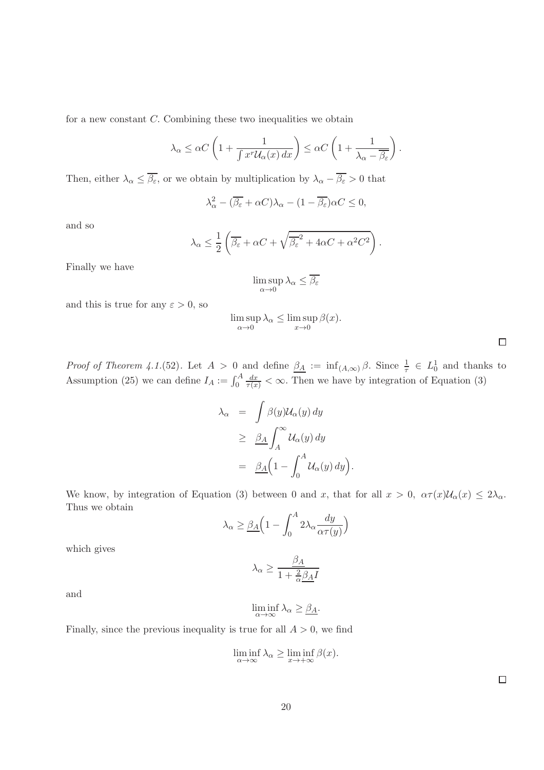for a new constant $C$. Combining these two inequalities we obtain

$$\lambda_\alpha \leq \alpha C \left(1 + \frac{1}{\int x^r \mathcal{U}_\alpha(x)\,dx}\right) \leq \alpha C \left(1 + \frac{1}{\lambda_\alpha - \overline{\beta_\varepsilon}}\right).$$

Then, either $\lambda_\alpha \leq \overline{\beta_\varepsilon}$, or we obtain by multiplication by $\lambda_\alpha - \overline{\beta_\varepsilon} > 0$ that

$$\lambda_\alpha^2 - (\overline{\beta_\varepsilon} + \alpha C)\lambda_\alpha - (1 - \overline{\beta_\varepsilon})\alpha C \leq 0,$$

and so

$$\lambda_\alpha \leq \frac{1}{2}\left(\overline{\beta_\varepsilon} + \alpha C + \sqrt{\overline{\beta_\varepsilon}^2 + 4\alpha C + \alpha^2 C^2}\right).$$

Finally we have

$$\limsup_{\alpha\to 0} \lambda_\alpha \leq \overline{\beta_\varepsilon}$$

and this is true for any $\varepsilon > 0$, so

$$\limsup_{\alpha\to 0} \lambda_\alpha \leq \limsup_{x\to 0} \beta(x).$$

□

*Proof of Theorem 4.1.*(52). Let $A > 0$ and define $\underline{\beta_A} := \inf_{(A,\infty)} \beta$. Since $\frac{1}{\tau} \in L^1_0$ and thanks to Assumption (25) we can define $I_A := \int_0^A \frac{dx}{\tau(x)} < \infty$. Then we have by integration of Equation (3)

$$\begin{aligned}
\lambda_\alpha &= \int \beta(y)\mathcal{U}_\alpha(y)\,dy \\
&\geq \underline{\beta_A}\int_A^\infty \mathcal{U}_\alpha(y)\,dy \\
&= \underline{\beta_A}\Big(1 - \int_0^A \mathcal{U}_\alpha(y)\,dy\Big).
\end{aligned}$$

We know, by integration of Equation (3) between 0 and $x$, that for all $x > 0$, $\alpha\tau(x)\mathcal{U}_\alpha(x) \leq 2\lambda_\alpha$. Thus we obtain

$$\lambda_\alpha \geq \underline{\beta_A}\Big(1 - \int_0^A 2\lambda_\alpha \frac{dy}{\alpha\tau(y)}\Big)$$

which gives

$$\lambda_\alpha \geq \frac{\underline{\beta_A}}{1 + \frac{2}{\alpha}\underline{\beta_A} I}$$

and

$$\liminf_{\alpha\to\infty} \lambda_\alpha \geq \underline{\beta_A}.$$

Finally, since the previous inequality is true for all $A > 0$, we find

$$\liminf_{\alpha\to\infty} \lambda_\alpha \geq \liminf_{x\to+\infty} \beta(x).$$

□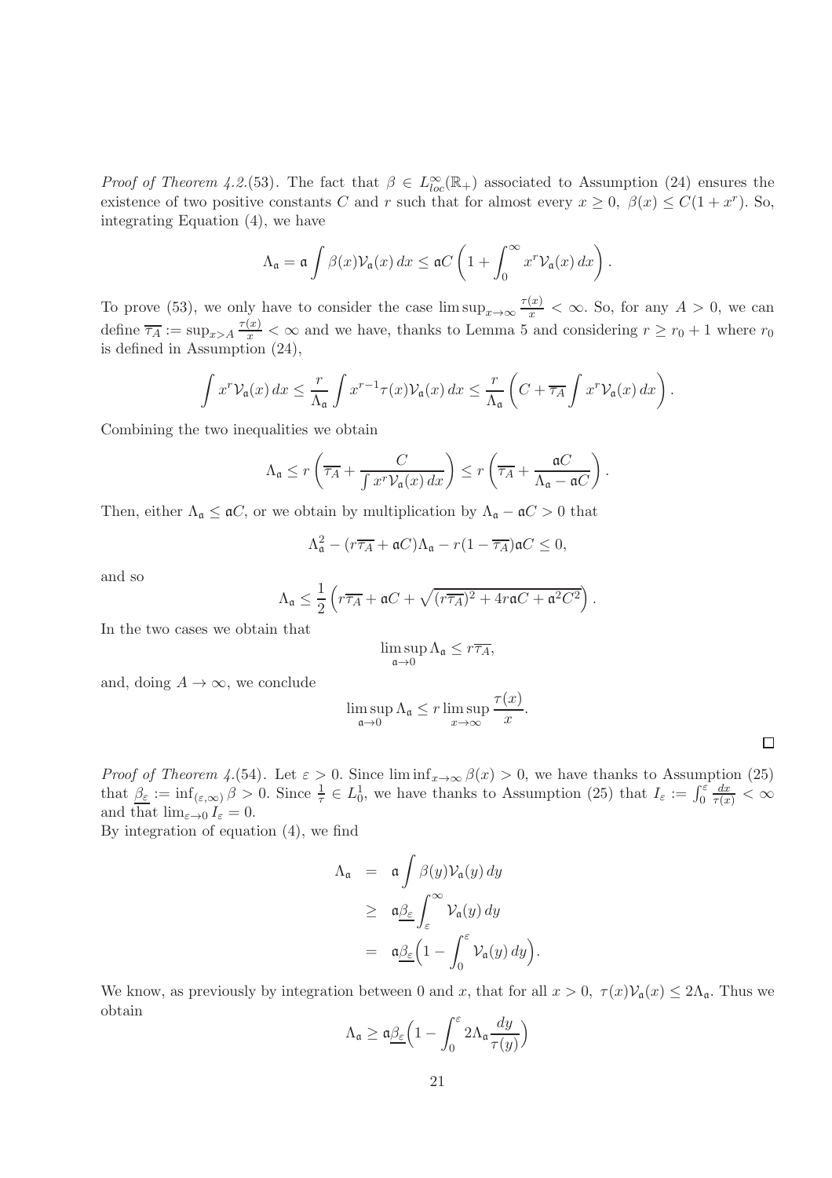*Proof of Theorem 4.2.*(53). The fact that $\beta \in L^\infty_{loc}(\mathbb{R}_+)$ associated to Assumption (24) ensures the existence of two positive constants $C$ and $r$ such that for almost every $x \geq 0$, $\beta(x) \leq C(1+x^r)$. So, integrating Equation (4), we have

$$\Lambda_{\mathfrak{a}} = \mathfrak{a} \int \beta(x) \mathcal{V}_{\mathfrak{a}}(x)\, dx \leq \mathfrak{a} C \left(1 + \int_0^\infty x^r \mathcal{V}_{\mathfrak{a}}(x)\, dx\right).$$

To prove (53), we only have to consider the case $\limsup_{x\to\infty} \frac{\tau(x)}{x} < \infty$. So, for any $A > 0$, we can define $\overline{\tau_A} := \sup_{x>A} \frac{\tau(x)}{x} < \infty$ and we have, thanks to Lemma 5 and considering $r \geq r_0 + 1$ where $r_0$ is defined in Assumption (24),

$$\int x^r \mathcal{V}_{\mathfrak{a}}(x)\, dx \leq \frac{r}{\Lambda_{\mathfrak{a}}} \int x^{r-1} \tau(x) \mathcal{V}_{\mathfrak{a}}(x)\, dx \leq \frac{r}{\Lambda_{\mathfrak{a}}} \left(C + \overline{\tau_A} \int x^r \mathcal{V}_{\mathfrak{a}}(x)\, dx\right).$$

Combining the two inequalities we obtain

$$\Lambda_{\mathfrak{a}} \leq r \left(\overline{\tau_A} + \frac{C}{\int x^r \mathcal{V}_{\mathfrak{a}}(x)\, dx}\right) \leq r \left(\overline{\tau_A} + \frac{\mathfrak{a} C}{\Lambda_{\mathfrak{a}} - \mathfrak{a} C}\right).$$

Then, either $\Lambda_{\mathfrak{a}} \leq \mathfrak{a} C$, or we obtain by multiplication by $\Lambda_{\mathfrak{a}} - \mathfrak{a} C > 0$ that

$$\Lambda_{\mathfrak{a}}^2 - (r\overline{\tau_A} + \mathfrak{a} C)\Lambda_{\mathfrak{a}} - r(1 - \overline{\tau_A})\mathfrak{a} C \leq 0,$$

and so

$$\Lambda_{\mathfrak{a}} \leq \frac{1}{2}\left(r\overline{\tau_A} + \mathfrak{a} C + \sqrt{(r\overline{\tau_A})^2 + 4r\mathfrak{a} C + \mathfrak{a}^2 C^2}\right).$$

In the two cases we obtain that

$$\limsup_{\mathfrak{a}\to 0} \Lambda_{\mathfrak{a}} \leq r\overline{\tau_A},$$

and, doing $A \to \infty$, we conclude

$$\limsup_{\mathfrak{a}\to 0} \Lambda_{\mathfrak{a}} \leq r \limsup_{x\to\infty} \frac{\tau(x)}{x}.$$

□

*Proof of Theorem 4.*(54). Let $\varepsilon > 0$. Since $\liminf_{x\to\infty} \beta(x) > 0$, we have thanks to Assumption (25) that $\underline{\beta_\varepsilon} := \inf_{(\varepsilon,\infty)} \beta > 0$. Since $\frac{1}{\tau} \in L^1_0$, we have thanks to Assumption (25) that $I_\varepsilon := \int_0^\varepsilon \frac{dx}{\tau(x)} < \infty$ and that $\lim_{\varepsilon\to 0} I_\varepsilon = 0$.
By integration of equation (4), we find

$$\begin{aligned}
\Lambda_{\mathfrak{a}} &= \mathfrak{a} \int \beta(y) \mathcal{V}_{\mathfrak{a}}(y)\, dy \\
&\geq \mathfrak{a} \underline{\beta_\varepsilon} \int_\varepsilon^\infty \mathcal{V}_{\mathfrak{a}}(y)\, dy \\
&= \mathfrak{a} \underline{\beta_\varepsilon} \Big(1 - \int_0^\varepsilon \mathcal{V}_{\mathfrak{a}}(y)\, dy\Big).
\end{aligned}$$

We know, as previously by integration between 0 and $x$, that for all $x > 0$, $\tau(x)\mathcal{V}_{\mathfrak{a}}(x) \leq 2\Lambda_{\mathfrak{a}}$. Thus we obtain

$$\Lambda_{\mathfrak{a}} \geq \mathfrak{a} \underline{\beta_\varepsilon} \Big(1 - \int_0^\varepsilon 2\Lambda_{\mathfrak{a}} \frac{dy}{\tau(y)}\Big)$$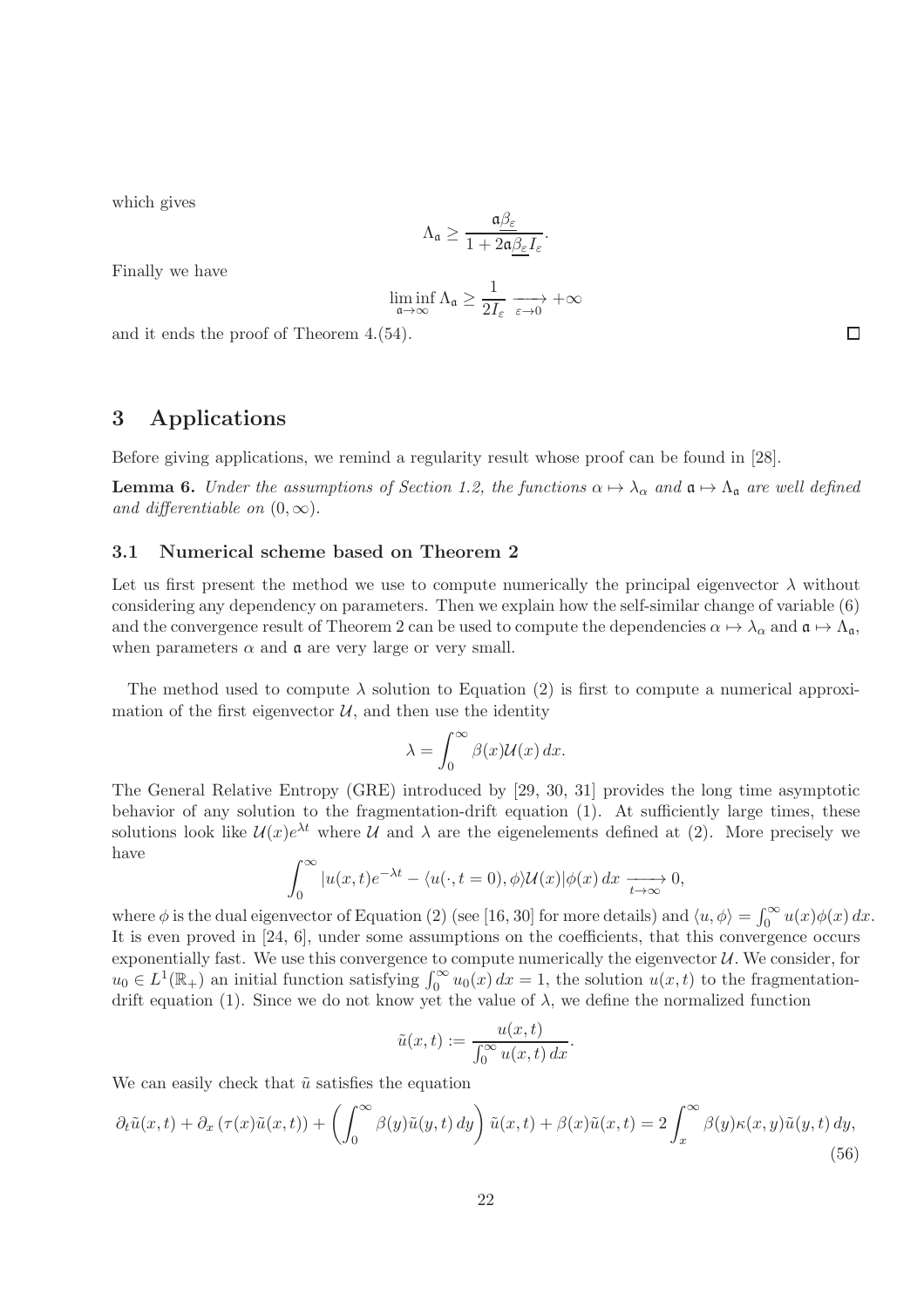which gives

$$\Lambda_{\mathfrak{a}} \geq \frac{\mathfrak{a}\underline{\beta_\varepsilon}}{1 + 2\mathfrak{a}\underline{\beta_\varepsilon} I_\varepsilon}.$$

Finally we have

$$\liminf_{\mathfrak{a}\to\infty} \Lambda_{\mathfrak{a}} \geq \frac{1}{2I_\varepsilon} \xrightarrow[\varepsilon\to 0]{} +\infty$$

and it ends the proof of Theorem 4.(54). $\square$

# 3 Applications

Before giving applications, we remind a regularity result whose proof can be found in [28].

**Lemma 6.** *Under the assumptions of Section 1.2, the functions $\alpha \mapsto \lambda_\alpha$ and $\mathfrak{a} \mapsto \Lambda_{\mathfrak{a}}$ are well defined and differentiable on $(0, \infty)$.*

## 3.1 Numerical scheme based on Theorem 2

Let us first present the method we use to compute numerically the principal eigenvector $\lambda$ without considering any dependency on parameters. Then we explain how the self-similar change of variable (6) and the convergence result of Theorem 2 can be used to compute the dependencies $\alpha \mapsto \lambda_\alpha$ and $\mathfrak{a} \mapsto \Lambda_{\mathfrak{a}}$, when parameters $\alpha$ and $\mathfrak{a}$ are very large or very small.

The method used to compute $\lambda$ solution to Equation (2) is first to compute a numerical approximation of the first eigenvector $\mathcal{U}$, and then use the identity

$$\lambda = \int_0^\infty \beta(x)\mathcal{U}(x)\,dx.$$

The General Relative Entropy (GRE) introduced by [29, 30, 31] provides the long time asymptotic behavior of any solution to the fragmentation-drift equation (1). At sufficiently large times, these solutions look like $\mathcal{U}(x)e^{\lambda t}$ where $\mathcal{U}$ and $\lambda$ are the eigenelements defined at (2). More precisely we have

$$\int_0^\infty |u(x,t)e^{-\lambda t} - \langle u(\cdot, t=0), \phi\rangle \mathcal{U}(x)|\phi(x)\,dx \xrightarrow[t\to\infty]{} 0,$$

where $\phi$ is the dual eigenvector of Equation (2) (see [16, 30] for more details) and $\langle u, \phi\rangle = \int_0^\infty u(x)\phi(x)\,dx$. It is even proved in [24, 6], under some assumptions on the coefficients, that this convergence occurs exponentially fast. We use this convergence to compute numerically the eigenvector $\mathcal{U}$. We consider, for $u_0 \in L^1(\mathbb{R}_+)$ an initial function satisfying $\int_0^\infty u_0(x)\,dx = 1$, the solution $u(x,t)$ to the fragmentation-drift equation (1). Since we do not know yet the value of $\lambda$, we define the normalized function

$$\tilde{u}(x,t) := \frac{u(x,t)}{\int_0^\infty u(x,t)\,dx}.$$

We can easily check that $\tilde{u}$ satisfies the equation

$$\partial_t \tilde{u}(x,t) + \partial_x\left(\tau(x)\tilde{u}(x,t)\right) + \left(\int_0^\infty \beta(y)\tilde{u}(y,t)\,dy\right)\tilde{u}(x,t) + \beta(x)\tilde{u}(x,t) = 2\int_x^\infty \beta(y)\kappa(x,y)\tilde{u}(y,t)\,dy, \tag{56}$$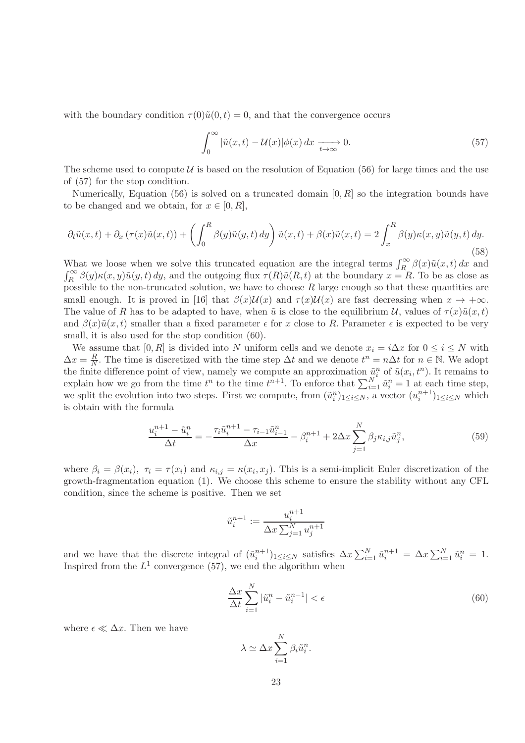with the boundary condition $\tau(0)\tilde{u}(0,t) = 0$, and that the convergence occurs

$$\int_0^\infty |\tilde{u}(x,t) - \mathcal{U}(x)|\phi(x)\,dx \xrightarrow[t\to\infty]{} 0. \tag{57}$$

The scheme used to compute $\mathcal{U}$ is based on the resolution of Equation (56) for large times and the use of (57) for the stop condition.

Numerically, Equation (56) is solved on a truncated domain $[0, R]$ so the integration bounds have to be changed and we obtain, for $x \in [0, R]$,

$$\partial_t \tilde{u}(x,t) + \partial_x (\tau(x)\tilde{u}(x,t)) + \left( \int_0^R \beta(y)\tilde{u}(y,t)\,dy \right) \tilde{u}(x,t) + \beta(x)\tilde{u}(x,t) = 2\int_x^R \beta(y)\kappa(x,y)\tilde{u}(y,t)\,dy. \tag{58}$$

What we loose when we solve this truncated equation are the integral terms $\int_R^\infty \beta(x)\tilde{u}(x,t)\,dx$ and $\int_R^\infty \beta(y)\kappa(x,y)\tilde{u}(y,t)\,dy$, and the outgoing flux $\tau(R)\tilde{u}(R,t)$ at the boundary $x = R$. To be as close as possible to the non-truncated solution, we have to choose $R$ large enough so that these quantities are small enough. It is proved in [16] that $\beta(x)\mathcal{U}(x)$ and $\tau(x)\mathcal{U}(x)$ are fast decreasing when $x \to +\infty$. The value of $R$ has to be adapted to have, when $\tilde{u}$ is close to the equilibrium $\mathcal{U}$, values of $\tau(x)\tilde{u}(x,t)$ and $\beta(x)\tilde{u}(x,t)$ smaller than a fixed parameter $\epsilon$ for $x$ close to $R$. Parameter $\epsilon$ is expected to be very small, it is also used for the stop condition (60).

We assume that $[0, R]$ is divided into $N$ uniform cells and we denote $x_i = i\Delta x$ for $0 \le i \le N$ with $\Delta x = \frac{R}{N}$. The time is discretized with the time step $\Delta t$ and we denote $t^n = n\Delta t$ for $n \in \mathbb{N}$. We adopt the finite difference point of view, namely we compute an approximation $\tilde{u}_i^n$ of $\tilde{u}(x_i, t^n)$. It remains to explain how we go from the time $t^n$ to the time $t^{n+1}$. To enforce that $\sum_{i=1}^N \tilde{u}_i^n = 1$ at each time step, we split the evolution into two steps. First we compute, from $(\tilde{u}_i^n)_{1\le i\le N}$, a vector $(u_i^{n+1})_{1\le i\le N}$ which is obtain with the formula

$$\frac{u_i^{n+1} - \tilde{u}_i^n}{\Delta t} = -\frac{\tau_i \tilde{u}_i^{n+1} - \tau_{i-1}\tilde{u}_{i-1}^n}{\Delta x} - \beta_i^{n+1} + 2\Delta x \sum_{j=1}^N \beta_j \kappa_{i,j} \tilde{u}_j^n, \tag{59}$$

where $\beta_i = \beta(x_i)$, $\tau_i = \tau(x_i)$ and $\kappa_{i,j} = \kappa(x_i, x_j)$. This is a semi-implicit Euler discretization of the growth-fragmentation equation (1). We choose this scheme to ensure the stability without any CFL condition, since the scheme is positive. Then we set

$$\tilde{u}_i^{n+1} := \frac{u_i^{n+1}}{\Delta x \sum_{j=1}^N u_j^{n+1}}$$

and we have that the discrete integral of $(\tilde{u}_i^{n+1})_{1\le i\le N}$ satisfies $\Delta x \sum_{i=1}^N \tilde{u}_i^{n+1} = \Delta x \sum_{i=1}^N \tilde{u}_i^n = 1$. Inspired from the $L^1$ convergence (57), we end the algorithm when

$$\frac{\Delta x}{\Delta t} \sum_{i=1}^N |\tilde{u}_i^n - \tilde{u}_i^{n-1}| < \epsilon \tag{60}$$

where $\epsilon \ll \Delta x$. Then we have

$$\lambda \simeq \Delta x \sum_{i=1}^N \beta_i \tilde{u}_i^n.$$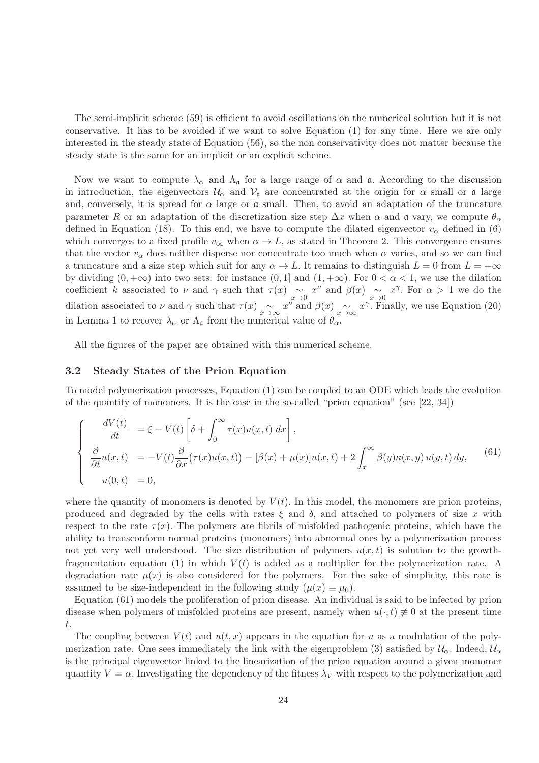The semi-implicit scheme (59) is efficient to avoid oscillations on the numerical solution but it is not conservative. It has to be avoided if we want to solve Equation (1) for any time. Here we are only interested in the steady state of Equation (56), so the non conservativity does not matter because the steady state is the same for an implicit or an explicit scheme.

Now we want to compute $\lambda_\alpha$ and $\Lambda_{\mathfrak{a}}$ for a large range of $\alpha$ and $\mathfrak{a}$. According to the discussion in introduction, the eigenvectors $\mathcal{U}_\alpha$ and $\mathcal{V}_{\mathfrak{a}}$ are concentrated at the origin for $\alpha$ small or $\mathfrak{a}$ large and, conversely, it is spread for $\alpha$ large or $\mathfrak{a}$ small. Then, to avoid an adaptation of the truncature parameter $R$ or an adaptation of the discretization size step $\Delta x$ when $\alpha$ and $\mathfrak{a}$ vary, we compute $\theta_\alpha$ defined in Equation (18). To this end, we have to compute the dilated eigenvector $v_\alpha$ defined in (6) which converges to a fixed profile $v_\infty$ when $\alpha \to L$, as stated in Theorem 2. This convergence ensures that the vector $v_\alpha$ does neither disperse nor concentrate too much when $\alpha$ varies, and so we can find a truncature and a size step which suit for any $\alpha \to L$. It remains to distinguish $L = 0$ from $L = +\infty$ by dividing $(0, +\infty)$ into two sets: for instance $(0, 1]$ and $(1, +\infty)$. For $0 < \alpha < 1$, we use the dilation coefficient $k$ associated to $\nu$ and $\gamma$ such that $\tau(x) \underset{x\to 0}{\sim} x^\nu$ and $\beta(x) \underset{x\to 0}{\sim} x^\gamma$. For $\alpha > 1$ we do the dilation associated to $\nu$ and $\gamma$ such that $\tau(x) \underset{x\to \infty}{\sim} x^\nu$ and $\beta(x) \underset{x\to \infty}{\sim} x^\gamma$. Finally, we use Equation (20) in Lemma 1 to recover $\lambda_\alpha$ or $\Lambda_{\mathfrak{a}}$ from the numerical value of $\theta_\alpha$.

All the figures of the paper are obtained with this numerical scheme.

### 3.2 Steady States of the Prion Equation

To model polymerization processes, Equation (1) can be coupled to an ODE which leads the evolution of the quantity of monomers. It is the case in the so-called "prion equation" (see [22, 34])

$$
\left\{
\begin{aligned}
\frac{dV(t)}{dt} &= \xi - V(t)\left[\delta + \int_0^\infty \tau(x)u(x,t)\,dx\right],\\
\frac{\partial}{\partial t}u(x,t) &= -V(t)\frac{\partial}{\partial x}\big(\tau(x)u(x,t)\big) - [\beta(x)+\mu(x)]u(x,t) + 2\int_x^\infty \beta(y)\kappa(x,y)\,u(y,t)\,dy,\\
u(0,t) &= 0,
\end{aligned}
\right. \tag{61}
$$

where the quantity of monomers is denoted by $V(t)$. In this model, the monomers are prion proteins, produced and degraded by the cells with rates $\xi$ and $\delta$, and attached to polymers of size $x$ with respect to the rate $\tau(x)$. The polymers are fibrils of misfolded pathogenic proteins, which have the ability to transconform normal proteins (monomers) into abnormal ones by a polymerization process not yet very well understood. The size distribution of polymers $u(x,t)$ is solution to the growth-fragmentation equation (1) in which $V(t)$ is added as a multiplier for the polymerization rate. A degradation rate $\mu(x)$ is also considered for the polymers. For the sake of simplicity, this rate is assumed to be size-independent in the following study ($\mu(x) \equiv \mu_0$).

Equation (61) models the proliferation of prion disease. An individual is said to be infected by prion disease when polymers of misfolded proteins are present, namely when $u(\cdot,t) \not\equiv 0$ at the present time $t$.

The coupling between $V(t)$ and $u(t,x)$ appears in the equation for $u$ as a modulation of the polymerization rate. One sees immediately the link with the eigenproblem (3) satisfied by $\mathcal{U}_\alpha$. Indeed, $\mathcal{U}_\alpha$ is the principal eigenvector linked to the linearization of the prion equation around a given monomer quantity $V = \alpha$. Investigating the dependency of the fitness $\lambda_V$ with respect to the polymerization and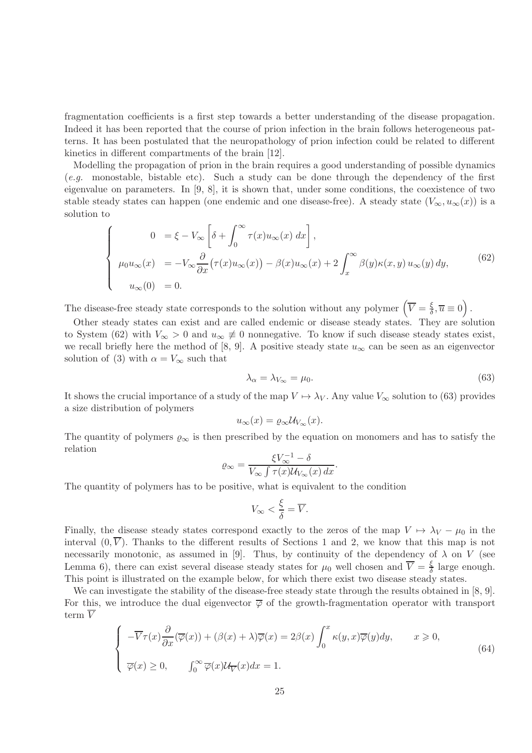fragmentation coefficients is a first step towards a better understanding of the disease propagation. Indeed it has been reported that the course of prion infection in the brain follows heterogeneous patterns. It has been postulated that the neuropathology of prion infection could be related to different kinetics in different compartments of the brain [12].

Modelling the propagation of prion in the brain requires a good understanding of possible dynamics (*e.g.* monostable, bistable etc). Such a study can be done through the dependency of the first eigenvalue on parameters. In [9, 8], it is shown that, under some conditions, the coexistence of two stable steady states can happen (one endemic and one disease-free). A steady state $(V_\infty, u_\infty(x))$ is a solution to

$$
\left\{
\begin{aligned}
0 \quad &= \xi - V_\infty \left[ \delta + \int_0^\infty \tau(x) u_\infty(x)\, dx \right], \\
\mu_0 u_\infty(x) \quad &= -V_\infty \frac{\partial}{\partial x}\big(\tau(x) u_\infty(x)\big) - \beta(x) u_\infty(x) + 2\int_x^\infty \beta(y)\kappa(x,y)\, u_\infty(y)\, dy, \\
u_\infty(0) \quad &= 0.
\end{aligned}
\right.
\tag{62}
$$

The disease-free steady state corresponds to the solution without any polymer $\left(\overline{V} = \frac{\xi}{\delta}, \overline{u} \equiv 0\right)$.

Other steady states can exist and are called endemic or disease steady states. They are solution to System (62) with $V_\infty > 0$ and $u_\infty \not\equiv 0$ nonnegative. To know if such disease steady states exist, we recall briefly here the method of [8, 9]. A positive steady state $u_\infty$ can be seen as an eigenvector solution of (3) with $\alpha = V_\infty$ such that

$$
\lambda_\alpha = \lambda_{V_\infty} = \mu_0. \tag{63}
$$

It shows the crucial importance of a study of the map $V \mapsto \lambda_V$. Any value $V_\infty$ solution to (63) provides a size distribution of polymers

$$
u_\infty(x) = \varrho_\infty \mathcal{U}_{V_\infty}(x).
$$

The quantity of polymers $\varrho_\infty$ is then prescribed by the equation on monomers and has to satisfy the relation

$$
\varrho_\infty = \frac{\xi V_\infty^{-1} - \delta}{V_\infty \int \tau(x) \mathcal{U}_{V_\infty}(x)\, dx}.
$$

The quantity of polymers has to be positive, what is equivalent to the condition

$$
V_\infty < \frac{\xi}{\delta} = \overline{V}.
$$

Finally, the disease steady states correspond exactly to the zeros of the map $V \mapsto \lambda_V - \mu_0$ in the interval $(0, \overline{V})$. Thanks to the different results of Sections 1 and 2, we know that this map is not necessarily monotonic, as assumed in [9]. Thus, by continuity of the dependency of $\lambda$ on $V$ (see Lemma 6), there can exist several disease steady states for $\mu_0$ well chosen and $\overline{V} = \frac{\xi}{\delta}$ large enough. This point is illustrated on the example below, for which there exist two disease steady states.

We can investigate the stability of the disease-free steady state through the results obtained in [8, 9]. For this, we introduce the dual eigenvector $\overline{\varphi}$ of the growth-fragmentation operator with transport term $\overline{V}$

$$
\left\{
\begin{aligned}
& -\overline{V}\tau(x)\frac{\partial}{\partial x}(\overline{\varphi}(x)) + (\beta(x) + \lambda)\overline{\varphi}(x) = 2\beta(x)\int_0^x \kappa(y,x)\overline{\varphi}(y)dy, \qquad x \geqslant 0, \\
& \overline{\varphi}(x) \geq 0, \qquad \int_0^\infty \overline{\varphi}(x)\mathcal{U}_{\overline{V}}(x)dx = 1.
\end{aligned}
\right.
\tag{64}
$$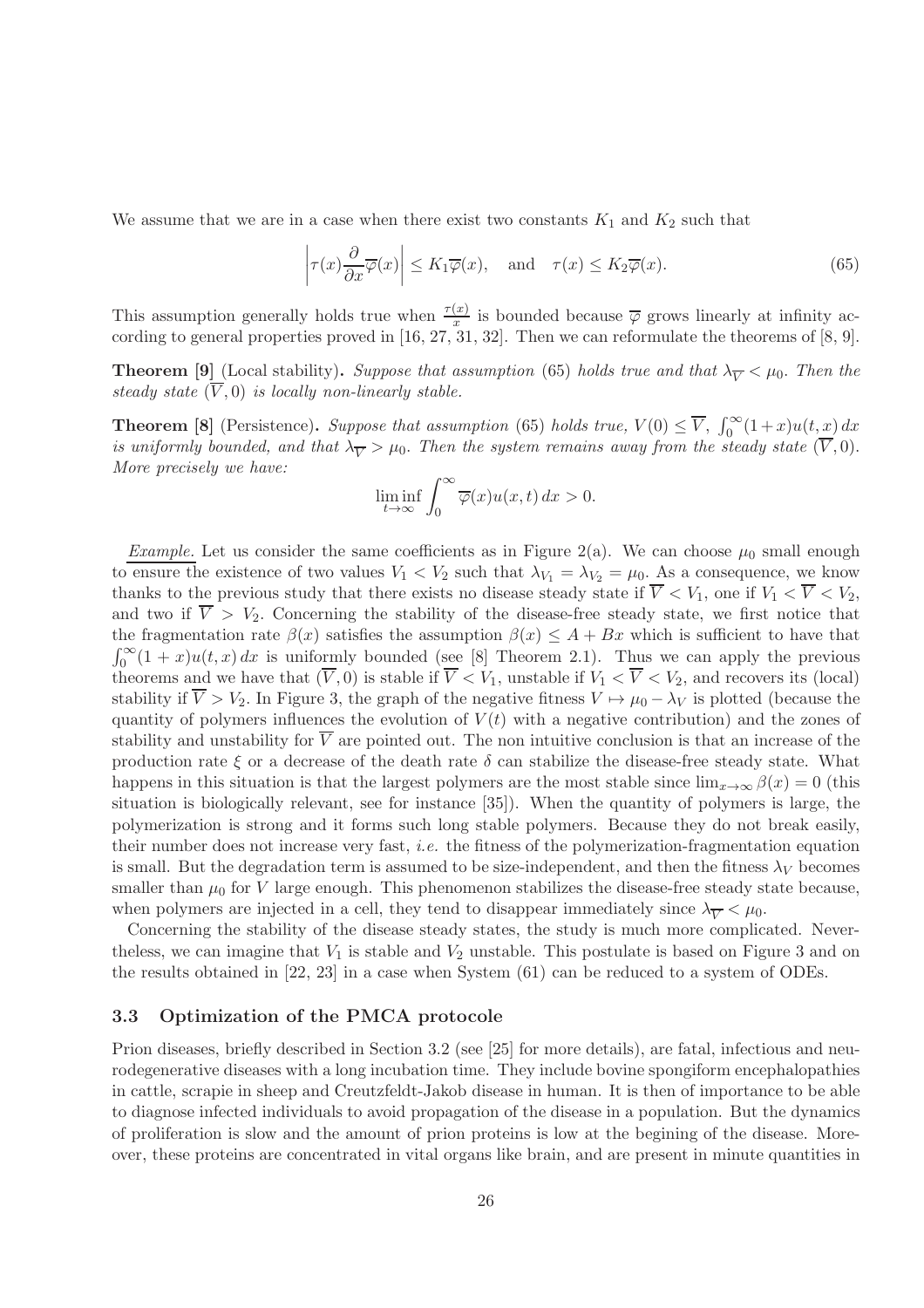We assume that we are in a case when there exist two constants $K_1$ and $K_2$ such that

$$\left|\tau(x)\frac{\partial}{\partial x}\overline{\varphi}(x)\right| \leq K_1\overline{\varphi}(x), \quad \text{and} \quad \tau(x) \leq K_2\overline{\varphi}(x). \tag{65}$$

This assumption generally holds true when $\frac{\tau(x)}{x}$ is bounded because $\overline{\varphi}$ grows linearly at infinity according to general properties proved in [16, 27, 31, 32]. Then we can reformulate the theorems of [8, 9].

**Theorem [9]** (Local stability). *Suppose that assumption (65) holds true and that $\lambda_{\overline{V}} < \mu_0$. Then the steady state $(\overline{V}, 0)$ is locally non-linearly stable.*

**Theorem [8]** (Persistence). *Suppose that assumption (65) holds true, $V(0) \leq \overline{V}$, $\int_0^\infty (1+x)u(t,x)\,dx$ is uniformly bounded, and that $\lambda_{\overline{V}} > \mu_0$. Then the system remains away from the steady state $(\overline{V}, 0)$. More precisely we have:*

$$\liminf_{t\to\infty} \int_0^\infty \overline{\varphi}(x)u(x,t)\,dx > 0.$$

*Example.* Let us consider the same coefficients as in Figure 2(a). We can choose $\mu_0$ small enough to ensure the existence of two values $V_1 < V_2$ such that $\lambda_{V_1} = \lambda_{V_2} = \mu_0$. As a consequence, we know thanks to the previous study that there exists no disease steady state if $\overline{V} < V_1$, one if $V_1 < \overline{V} < V_2$, and two if $\overline{V} > V_2$. Concerning the stability of the disease-free steady state, we first notice that the fragmentation rate $\beta(x)$ satisfies the assumption $\beta(x) \leq A + Bx$ which is sufficient to have that $\int_0^\infty (1+x)u(t,x)\,dx$ is uniformly bounded (see [8] Theorem 2.1). Thus we can apply the previous theorems and we have that $(\overline{V}, 0)$ is stable if $\overline{V} < V_1$, unstable if $V_1 < \overline{V} < V_2$, and recovers its (local) stability if $\overline{V} > V_2$. In Figure 3, the graph of the negative fitness $V \mapsto \mu_0 - \lambda_V$ is plotted (because the quantity of polymers influences the evolution of $V(t)$ with a negative contribution) and the zones of stability and unstability for $\overline{V}$ are pointed out. The non intuitive conclusion is that an increase of the production rate $\xi$ or a decrease of the death rate $\delta$ can stabilize the disease-free steady state. What happens in this situation is that the largest polymers are the most stable since $\lim_{x\to\infty} \beta(x) = 0$ (this situation is biologically relevant, see for instance [35]). When the quantity of polymers is large, the polymerization is strong and it forms such long stable polymers. Because they do not break easily, their number does not increase very fast, *i.e.* the fitness of the polymerization-fragmentation equation is small. But the degradation term is assumed to be size-independent, and then the fitness $\lambda_V$ becomes smaller than $\mu_0$ for $V$ large enough. This phenomenon stabilizes the disease-free steady state because, when polymers are injected in a cell, they tend to disappear immediately since $\lambda_{\overline{V}} < \mu_0$.

Concerning the stability of the disease steady states, the study is much more complicated. Nevertheless, we can imagine that $V_1$ is stable and $V_2$ unstable. This postulate is based on Figure 3 and on the results obtained in [22, 23] in a case when System (61) can be reduced to a system of ODEs.

### 3.3 Optimization of the PMCA protocole

Prion diseases, briefly described in Section 3.2 (see [25] for more details), are fatal, infectious and neurodegenerative diseases with a long incubation time. They include bovine spongiform encephalopathies in cattle, scrapie in sheep and Creutzfeldt-Jakob disease in human. It is then of importance to be able to diagnose infected individuals to avoid propagation of the disease in a population. But the dynamics of proliferation is slow and the amount of prion proteins is low at the begining of the disease. Moreover, these proteins are concentrated in vital organs like brain, and are present in minute quantities in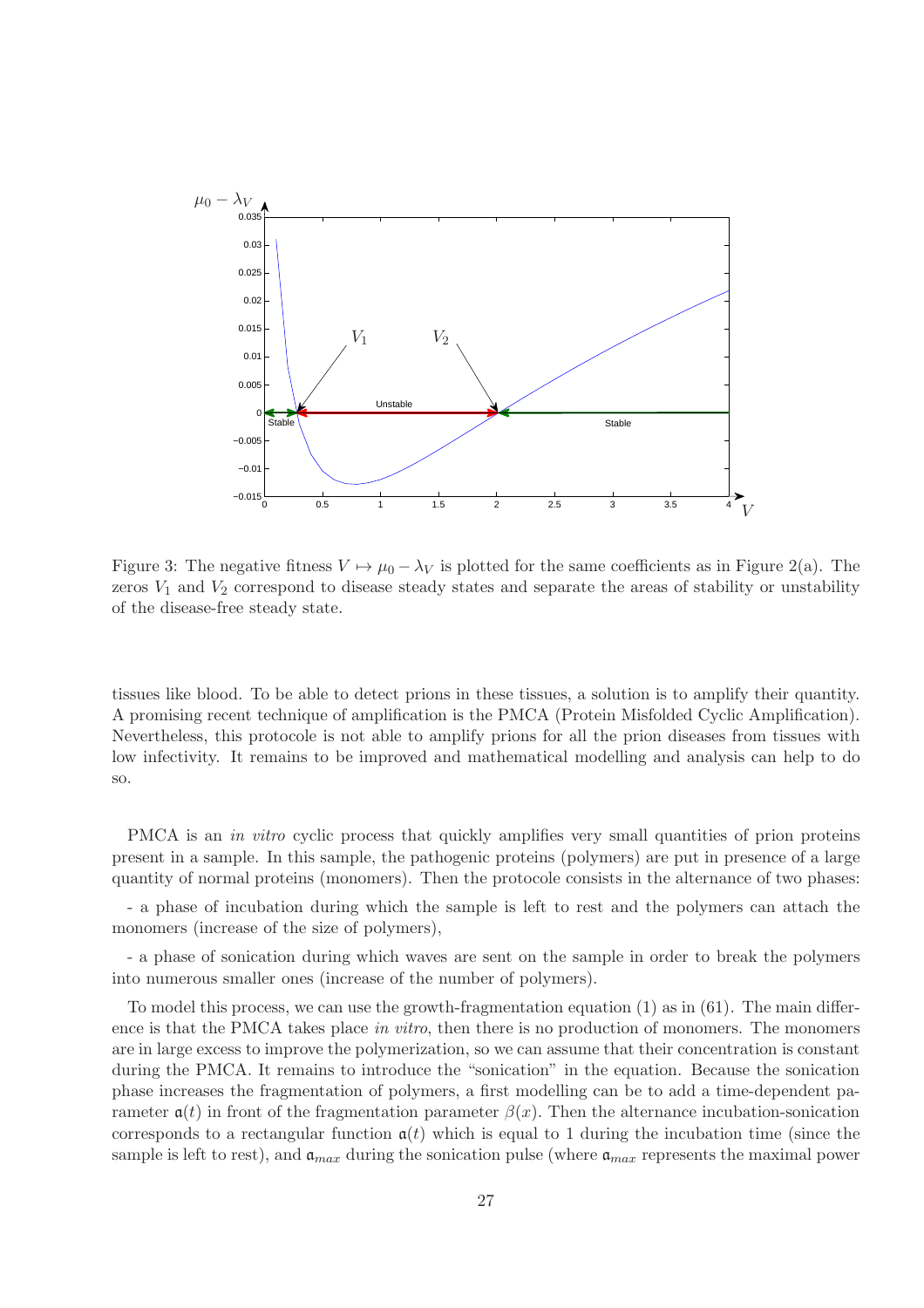Figure 3: The negative fitness $V \mapsto \mu_0 - \lambda_V$ is plotted for the same coefficients as in Figure 2(a). The zeros $V_1$ and $V_2$ correspond to disease steady states and separate the areas of stability or unstability of the disease-free steady state.

tissues like blood. To be able to detect prions in these tissues, a solution is to amplify their quantity. A promising recent technique of amplification is the PMCA (Protein Misfolded Cyclic Amplification). Nevertheless, this protocole is not able to amplify prions for all the prion diseases from tissues with low infectivity. It remains to be improved and mathematical modelling and analysis can help to do so.

PMCA is an *in vitro* cyclic process that quickly amplifies very small quantities of prion proteins present in a sample. In this sample, the pathogenic proteins (polymers) are put in presence of a large quantity of normal proteins (monomers). Then the protocole consists in the alternance of two phases:

- a phase of incubation during which the sample is left to rest and the polymers can attach the monomers (increase of the size of polymers),

- a phase of sonication during which waves are sent on the sample in order to break the polymers into numerous smaller ones (increase of the number of polymers).

To model this process, we can use the growth-fragmentation equation (1) as in (61). The main difference is that the PMCA takes place *in vitro*, then there is no production of monomers. The monomers are in large excess to improve the polymerization, so we can assume that their concentration is constant during the PMCA. It remains to introduce the "sonication" in the equation. Because the sonication phase increases the fragmentation of polymers, a first modelling can be to add a time-dependent parameter $\mathfrak{a}(t)$ in front of the fragmentation parameter $\beta(x)$. Then the alternance incubation-sonication corresponds to a rectangular function $\mathfrak{a}(t)$ which is equal to 1 during the incubation time (since the sample is left to rest), and $\mathfrak{a}_{max}$ during the sonication pulse (where $\mathfrak{a}_{max}$ represents the maximal power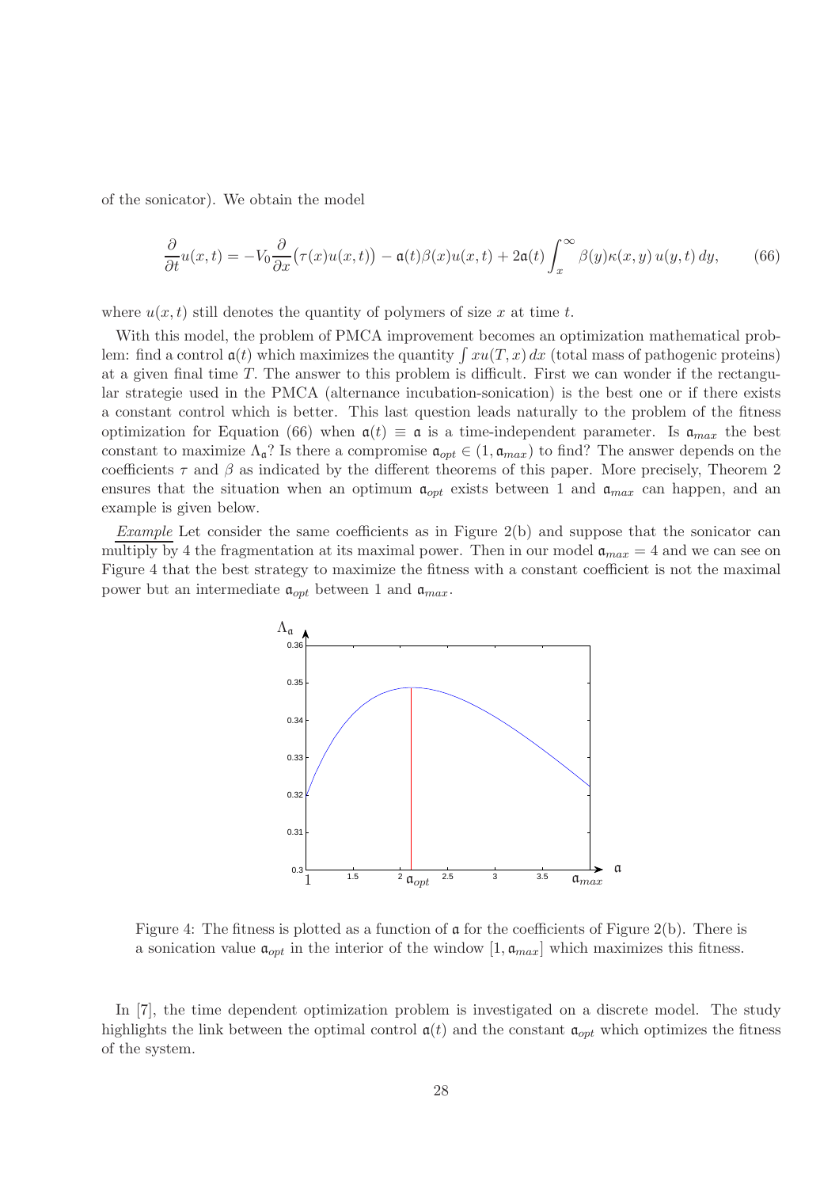of the sonicator). We obtain the model

$$\frac{\partial}{\partial t}u(x,t) = -V_0\frac{\partial}{\partial x}\big(\tau(x)u(x,t)\big) - \mathfrak{a}(t)\beta(x)u(x,t) + 2\mathfrak{a}(t)\int_x^\infty \beta(y)\kappa(x,y)\,u(y,t)\,dy, \tag{66}$$

where $u(x,t)$ still denotes the quantity of polymers of size $x$ at time $t$.

With this model, the problem of PMCA improvement becomes an optimization mathematical problem: find a control $\mathfrak{a}(t)$ which maximizes the quantity $\int xu(T,x)\,dx$ (total mass of pathogenic proteins) at a given final time $T$. The answer to this problem is difficult. First we can wonder if the rectangular strategie used in the PMCA (alternance incubation-sonication) is the best one or if there exists a constant control which is better. This last question leads naturally to the problem of the fitness optimization for Equation (66) when $\mathfrak{a}(t) \equiv \mathfrak{a}$ is a time-independent parameter. Is $\mathfrak{a}_{max}$ the best constant to maximize $\Lambda_{\mathfrak{a}}$? Is there a compromise $\mathfrak{a}_{opt} \in (1, \mathfrak{a}_{max})$ to find? The answer depends on the coefficients $\tau$ and $\beta$ as indicated by the different theorems of this paper. More precisely, Theorem 2 ensures that the situation when an optimum $\mathfrak{a}_{opt}$ exists between 1 and $\mathfrak{a}_{max}$ can happen, and an example is given below.

*Example* Let consider the same coefficients as in Figure 2(b) and suppose that the sonicator can multiply by 4 the fragmentation at its maximal power. Then in our model $\mathfrak{a}_{max} = 4$ and we can see on Figure 4 that the best strategy to maximize the fitness with a constant coefficient is not the maximal power but an intermediate $\mathfrak{a}_{opt}$ between 1 and $\mathfrak{a}_{max}$.

Figure 4: The fitness is plotted as a function of $\mathfrak{a}$ for the coefficients of Figure 2(b). There is a sonication value $\mathfrak{a}_{opt}$ in the interior of the window $[1, \mathfrak{a}_{max}]$ which maximizes this fitness.

In [7], the time dependent optimization problem is investigated on a discrete model. The study highlights the link between the optimal control $\mathfrak{a}(t)$ and the constant $\mathfrak{a}_{opt}$ which optimizes the fitness of the system.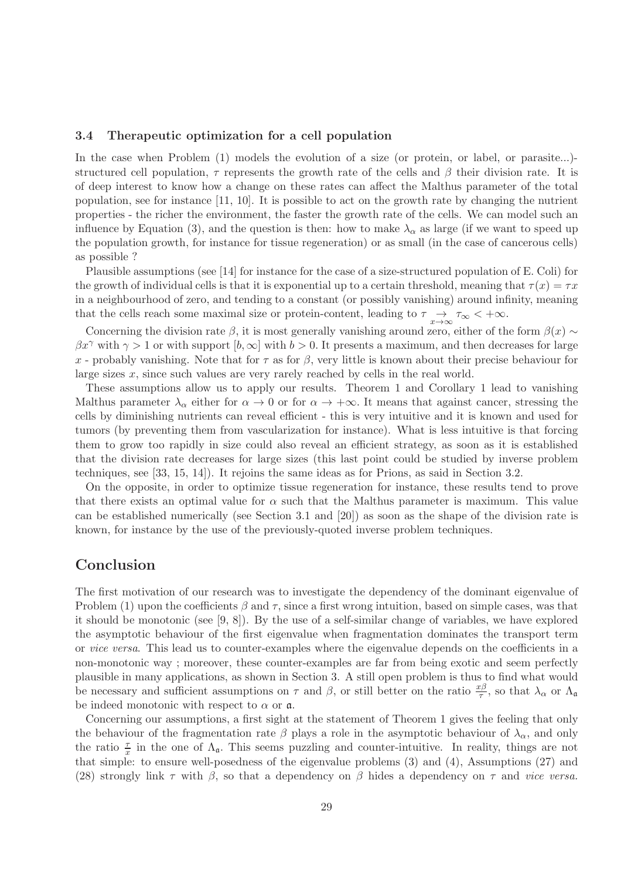### 3.4 Therapeutic optimization for a cell population

In the case when Problem (1) models the evolution of a size (or protein, or label, or parasite...)-structured cell population, $\tau$ represents the growth rate of the cells and $\beta$ their division rate. It is of deep interest to know how a change on these rates can affect the Malthus parameter of the total population, see for instance [11, 10]. It is possible to act on the growth rate by changing the nutrient properties - the richer the environment, the faster the growth rate of the cells. We can model such an influence by Equation (3), and the question is then: how to make $\lambda_\alpha$ as large (if we want to speed up the population growth, for instance for tissue regeneration) or as small (in the case of cancerous cells) as possible ?

Plausible assumptions (see [14] for instance for the case of a size-structured population of E. Coli) for the growth of individual cells is that it is exponential up to a certain threshold, meaning that $\tau(x) = \tau x$ in a neighbourhood of zero, and tending to a constant (or possibly vanishing) around infinity, meaning that the cells reach some maximal size or protein-content, leading to $\tau \underset{x\to\infty}{\to} \tau_\infty < +\infty$.

Concerning the division rate $\beta$, it is most generally vanishing around zero, either of the form $\beta(x) \sim \beta x^\gamma$ with $\gamma > 1$ or with support $[b, \infty]$ with $b > 0$. It presents a maximum, and then decreases for large $x$ - probably vanishing. Note that for $\tau$ as for $\beta$, very little is known about their precise behaviour for large sizes $x$, since such values are very rarely reached by cells in the real world.

These assumptions allow us to apply our results. Theorem 1 and Corollary 1 lead to vanishing Malthus parameter $\lambda_\alpha$ either for $\alpha \to 0$ or for $\alpha \to +\infty$. It means that against cancer, stressing the cells by diminishing nutrients can reveal efficient - this is very intuitive and it is known and used for tumors (by preventing them from vascularization for instance). What is less intuitive is that forcing them to grow too rapidly in size could also reveal an efficient strategy, as soon as it is established that the division rate decreases for large sizes (this last point could be studied by inverse problem techniques, see [33, 15, 14]). It rejoins the same ideas as for Prions, as said in Section 3.2.

On the opposite, in order to optimize tissue regeneration for instance, these results tend to prove that there exists an optimal value for $\alpha$ such that the Malthus parameter is maximum. This value can be established numerically (see Section 3.1 and [20]) as soon as the shape of the division rate is known, for instance by the use of the previously-quoted inverse problem techniques.

## Conclusion

The first motivation of our research was to investigate the dependency of the dominant eigenvalue of Problem (1) upon the coefficients $\beta$ and $\tau$, since a first wrong intuition, based on simple cases, was that it should be monotonic (see [9, 8]). By the use of a self-similar change of variables, we have explored the asymptotic behaviour of the first eigenvalue when fragmentation dominates the transport term or *vice versa*. This lead us to counter-examples where the eigenvalue depends on the coefficients in a non-monotonic way ; moreover, these counter-examples are far from being exotic and seem perfectly plausible in many applications, as shown in Section 3. A still open problem is thus to find what would be necessary and sufficient assumptions on $\tau$ and $\beta$, or still better on the ratio $\frac{x\beta}{\tau}$, so that $\lambda_\alpha$ or $\Lambda_{\mathfrak{a}}$ be indeed monotonic with respect to $\alpha$ or $\mathfrak{a}$.

Concerning our assumptions, a first sight at the statement of Theorem 1 gives the feeling that only the behaviour of the fragmentation rate $\beta$ plays a role in the asymptotic behaviour of $\lambda_\alpha$, and only the ratio $\frac{\tau}{x}$ in the one of $\Lambda_{\mathfrak{a}}$. This seems puzzling and counter-intuitive. In reality, things are not that simple: to ensure well-posedness of the eigenvalue problems (3) and (4), Assumptions (27) and (28) strongly link $\tau$ with $\beta$, so that a dependency on $\beta$ hides a dependency on $\tau$ and *vice versa.*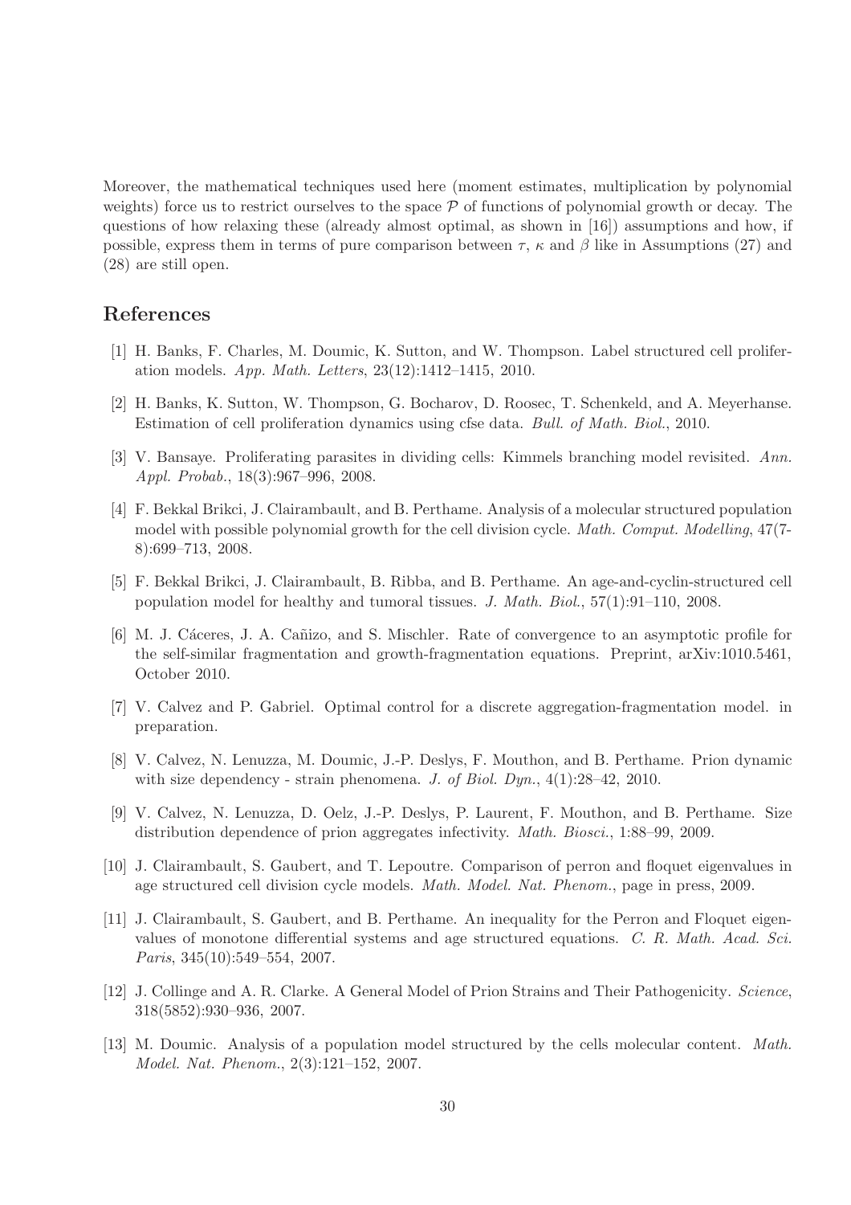Moreover, the mathematical techniques used here (moment estimates, multiplication by polynomial weights) force us to restrict ourselves to the space $\mathcal{P}$ of functions of polynomial growth or decay. The questions of how relaxing these (already almost optimal, as shown in [16]) assumptions and how, if possible, express them in terms of pure comparison between $\tau$, $\kappa$ and $\beta$ like in Assumptions (27) and (28) are still open.

## References

[1] H. Banks, F. Charles, M. Doumic, K. Sutton, and W. Thompson. Label structured cell proliferation models. *App. Math. Letters*, 23(12):1412–1415, 2010.

[2] H. Banks, K. Sutton, W. Thompson, G. Bocharov, D. Roosec, T. Schenkeld, and A. Meyerhanse. Estimation of cell proliferation dynamics using cfse data. *Bull. of Math. Biol.*, 2010.

[3] V. Bansaye. Proliferating parasites in dividing cells: Kimmels branching model revisited. *Ann. Appl. Probab.*, 18(3):967–996, 2008.

[4] F. Bekkal Brikci, J. Clairambault, and B. Perthame. Analysis of a molecular structured population model with possible polynomial growth for the cell division cycle. *Math. Comput. Modelling*, 47(7-8):699–713, 2008.

[5] F. Bekkal Brikci, J. Clairambault, B. Ribba, and B. Perthame. An age-and-cyclin-structured cell population model for healthy and tumoral tissues. *J. Math. Biol.*, 57(1):91–110, 2008.

[6] M. J. Cáceres, J. A. Cañizo, and S. Mischler. Rate of convergence to an asymptotic profile for the self-similar fragmentation and growth-fragmentation equations. Preprint, arXiv:1010.5461, October 2010.

[7] V. Calvez and P. Gabriel. Optimal control for a discrete aggregation-fragmentation model. in preparation.

[8] V. Calvez, N. Lenuzza, M. Doumic, J.-P. Deslys, F. Mouthon, and B. Perthame. Prion dynamic with size dependency - strain phenomena. *J. of Biol. Dyn.*, 4(1):28–42, 2010.

[9] V. Calvez, N. Lenuzza, D. Oelz, J.-P. Deslys, P. Laurent, F. Mouthon, and B. Perthame. Size distribution dependence of prion aggregates infectivity. *Math. Biosci.*, 1:88–99, 2009.

[10] J. Clairambault, S. Gaubert, and T. Lepoutre. Comparison of perron and floquet eigenvalues in age structured cell division cycle models. *Math. Model. Nat. Phenom.*, page in press, 2009.

[11] J. Clairambault, S. Gaubert, and B. Perthame. An inequality for the Perron and Floquet eigenvalues of monotone differential systems and age structured equations. *C. R. Math. Acad. Sci. Paris*, 345(10):549–554, 2007.

[12] J. Collinge and A. R. Clarke. A General Model of Prion Strains and Their Pathogenicity. *Science*, 318(5852):930–936, 2007.

[13] M. Doumic. Analysis of a population model structured by the cells molecular content. *Math. Model. Nat. Phenom.*, 2(3):121–152, 2007.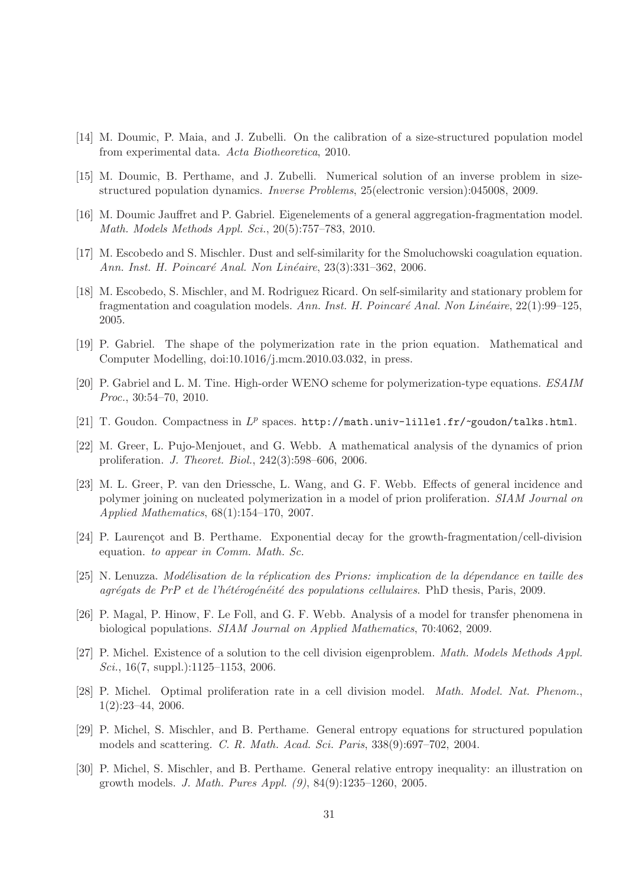[14] M. Doumic, P. Maia, and J. Zubelli. On the calibration of a size-structured population model from experimental data. *Acta Biotheoretica*, 2010.

[15] M. Doumic, B. Perthame, and J. Zubelli. Numerical solution of an inverse problem in size-structured population dynamics. *Inverse Problems*, 25(electronic version):045008, 2009.

[16] M. Doumic Jauffret and P. Gabriel. Eigenelements of a general aggregation-fragmentation model. *Math. Models Methods Appl. Sci.*, 20(5):757–783, 2010.

[17] M. Escobedo and S. Mischler. Dust and self-similarity for the Smoluchowski coagulation equation. *Ann. Inst. H. Poincaré Anal. Non Linéaire*, 23(3):331–362, 2006.

[18] M. Escobedo, S. Mischler, and M. Rodriguez Ricard. On self-similarity and stationary problem for fragmentation and coagulation models. *Ann. Inst. H. Poincaré Anal. Non Linéaire*, 22(1):99–125, 2005.

[19] P. Gabriel. The shape of the polymerization rate in the prion equation. Mathematical and Computer Modelling, doi:10.1016/j.mcm.2010.03.032, in press.

[20] P. Gabriel and L. M. Tine. High-order WENO scheme for polymerization-type equations. *ESAIM Proc.*, 30:54–70, 2010.

[21] T. Goudon. Compactness in $L^p$ spaces. `http://math.univ-lille1.fr/~goudon/talks.html`.

[22] M. Greer, L. Pujo-Menjouet, and G. Webb. A mathematical analysis of the dynamics of prion proliferation. *J. Theoret. Biol.*, 242(3):598–606, 2006.

[23] M. L. Greer, P. van den Driessche, L. Wang, and G. F. Webb. Effects of general incidence and polymer joining on nucleated polymerization in a model of prion proliferation. *SIAM Journal on Applied Mathematics*, 68(1):154–170, 2007.

[24] P. Laurençot and B. Perthame. Exponential decay for the growth-fragmentation/cell-division equation. *to appear in Comm. Math. Sc.*

[25] N. Lenuzza. *Modélisation de la réplication des Prions: implication de la dépendance en taille des agrégats de PrP et de l'hétérogénéité des populations cellulaires*. PhD thesis, Paris, 2009.

[26] P. Magal, P. Hinow, F. Le Foll, and G. F. Webb. Analysis of a model for transfer phenomena in biological populations. *SIAM Journal on Applied Mathematics*, 70:4062, 2009.

[27] P. Michel. Existence of a solution to the cell division eigenproblem. *Math. Models Methods Appl. Sci.*, 16(7, suppl.):1125–1153, 2006.

[28] P. Michel. Optimal proliferation rate in a cell division model. *Math. Model. Nat. Phenom.*, 1(2):23–44, 2006.

[29] P. Michel, S. Mischler, and B. Perthame. General entropy equations for structured population models and scattering. *C. R. Math. Acad. Sci. Paris*, 338(9):697–702, 2004.

[30] P. Michel, S. Mischler, and B. Perthame. General relative entropy inequality: an illustration on growth models. *J. Math. Pures Appl. (9)*, 84(9):1235–1260, 2005.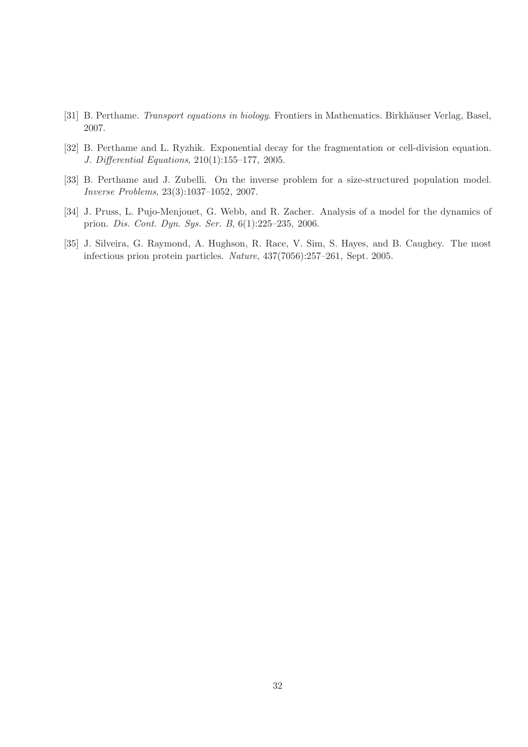[31] B. Perthame. *Transport equations in biology*. Frontiers in Mathematics. Birkhäuser Verlag, Basel, 2007.

[32] B. Perthame and L. Ryzhik. Exponential decay for the fragmentation or cell-division equation. *J. Differential Equations*, 210(1):155–177, 2005.

[33] B. Perthame and J. Zubelli. On the inverse problem for a size-structured population model. *Inverse Problems*, 23(3):1037–1052, 2007.

[34] J. Pruss, L. Pujo-Menjouet, G. Webb, and R. Zacher. Analysis of a model for the dynamics of prion. *Dis. Cont. Dyn. Sys. Ser. B*, 6(1):225–235, 2006.

[35] J. Silveira, G. Raymond, A. Hughson, R. Race, V. Sim, S. Hayes, and B. Caughey. The most infectious prion protein particles. *Nature*, 437(7056):257–261, Sept. 2005.